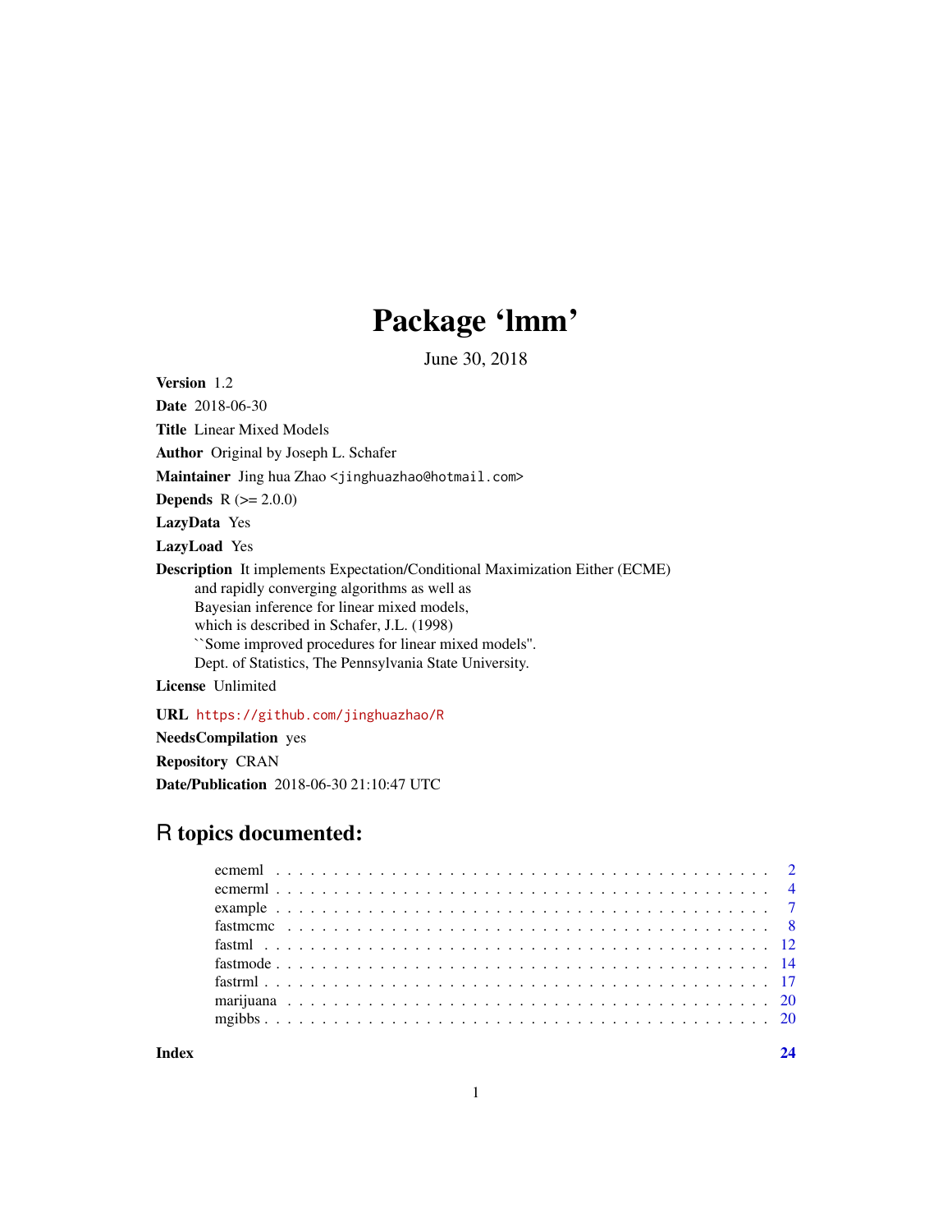# Package 'lmm'

June 30, 2018

**Version** 1.2

**Date** 2018-06-30

**Title** Linear Mixed Models

**Author** Original by Joseph L. Schafer

**Maintainer** Jing hua Zhao <jinghuazhao@hotmail.com>

**Depends** R (>= 2.0.0)

**LazyData** Yes

**LazyLoad** Yes

**Description** It implements Expectation/Conditional Maximization Either (ECME) and rapidly converging algorithms as well as Bayesian inference for linear mixed models, which is described in Schafer, J.L. (1998) ``Some improved procedures for linear mixed models''. Dept. of Statistics, The Pennsylvania State University.

**License** Unlimited

**URL** https://github.com/jinghuazhao/R

**NeedsCompilation** yes

**Repository** CRAN

**Date/Publication** 2018-06-30 21:10:47 UTC

## R topics documented:

| | |
|---|---|
| ecmeml | 2 |
| ecmerml | 4 |
| example | 7 |
| fastmcmc | 8 |
| fastml | 12 |
| fastmode | 14 |
| fastrml | 17 |
| marijuana | 20 |
| mgibbs | 20 |
| **Index** | **24** |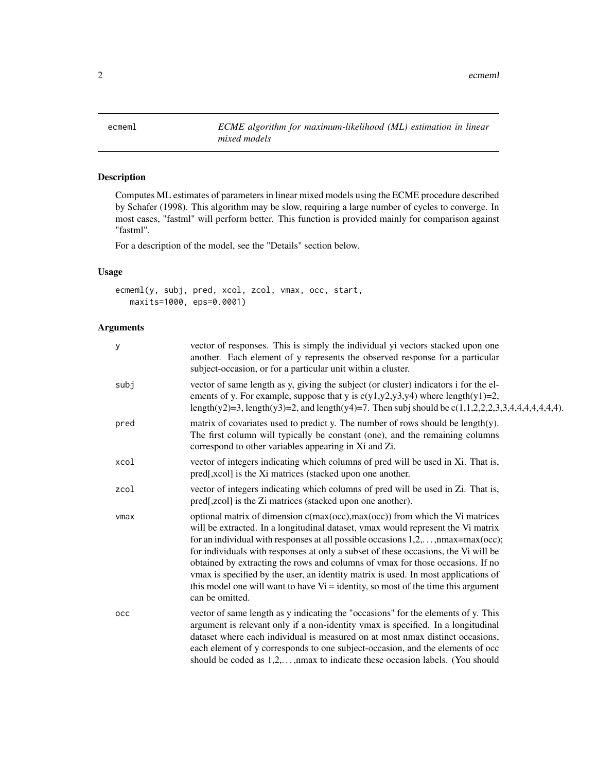# ecmeml — *ECME algorithm for maximum-likelihood (ML) estimation in linear mixed models*

## Description

Computes ML estimates of parameters in linear mixed models using the ECME procedure described by Schafer (1998). This algorithm may be slow, requiring a large number of cycles to converge. In most cases, "fastml" will perform better. This function is provided mainly for comparison against "fastml".

For a description of the model, see the "Details" section below.

## Usage

```
ecmeml(y, subj, pred, xcol, zcol, vmax, occ, start,
   maxits=1000, eps=0.0001)
```

## Arguments

| | |
|---|---|
| `y` | vector of responses. This is simply the individual yi vectors stacked upon one another. Each element of y represents the observed response for a particular subject-occasion, or for a particular unit within a cluster. |
| `subj` | vector of same length as y, giving the subject (or cluster) indicators i for the elements of y. For example, suppose that y is c(y1,y2,y3,y4) where length(y1)=2, length(y2)=3, length(y3)=2, and length(y4)=7. Then subj should be c(1,1,2,2,2,3,3,4,4,4,4,4,4,4). |
| `pred` | matrix of covariates used to predict y. The number of rows should be length(y). The first column will typically be constant (one), and the remaining columns correspond to other variables appearing in Xi and Zi. |
| `xcol` | vector of integers indicating which columns of pred will be used in Xi. That is, pred[,xcol] is the Xi matrices (stacked upon one another. |
| `zcol` | vector of integers indicating which columns of pred will be used in Zi. That is, pred[,zcol] is the Zi matrices (stacked upon one another). |
| `vmax` | optional matrix of dimension c(max(occ),max(occ)) from which the Vi matrices will be extracted. In a longitudinal dataset, vmax would represent the Vi matrix for an individual with responses at all possible occasions 1,2,...,nmax=max(occ); for individuals with responses at only a subset of these occasions, the Vi will be obtained by extracting the rows and columns of vmax for those occasions. If no vmax is specified by the user, an identity matrix is used. In most applications of this model one will want to have Vi = identity, so most of the time this argument can be omitted. |
| `occ` | vector of same length as y indicating the "occasions" for the elements of y. This argument is relevant only if a non-identity vmax is specified. In a longitudinal dataset where each individual is measured on at most nmax distinct occasions, each element of y corresponds to one subject-occasion, and the elements of occ should be coded as 1,2,...,nmax to indicate these occasion labels. (You should |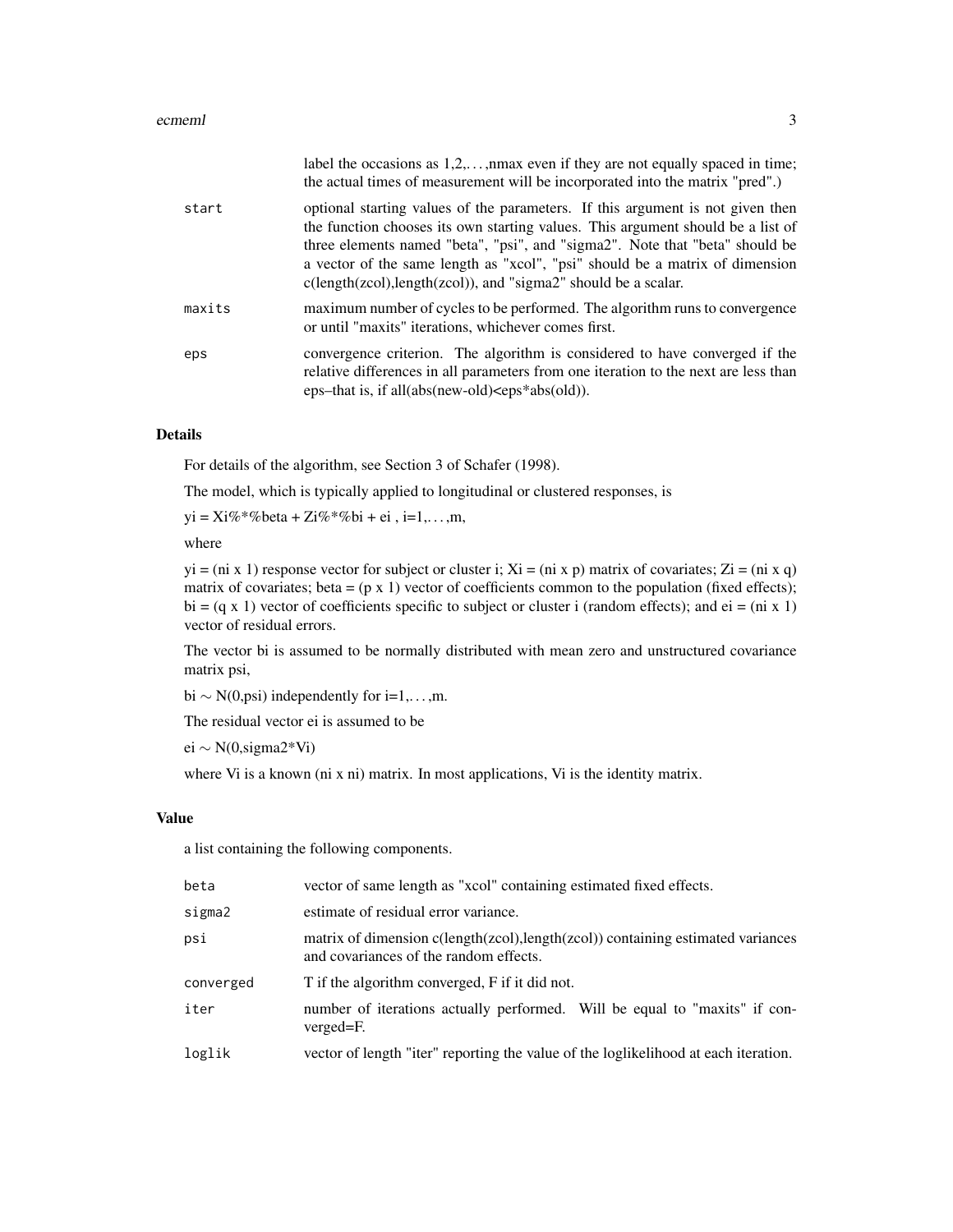label the occasions as 1,2,. . . ,nmax even if they are not equally spaced in time; the actual times of measurement will be incorporated into the matrix "pred".)

| | |
|---|---|
| start | optional starting values of the parameters. If this argument is not given then the function chooses its own starting values. This argument should be a list of three elements named "beta", "psi", and "sigma2". Note that "beta" should be a vector of the same length as "xcol", "psi" should be a matrix of dimension c(length(zcol),length(zcol)), and "sigma2" should be a scalar. |
| maxits | maximum number of cycles to be performed. The algorithm runs to convergence or until "maxits" iterations, whichever comes first. |
| eps | convergence criterion. The algorithm is considered to have converged if the relative differences in all parameters from one iteration to the next are less than eps–that is, if all(abs(new-old)<eps*abs(old)). |

## Details

For details of the algorithm, see Section 3 of Schafer (1998).

The model, which is typically applied to longitudinal or clustered responses, is

yi = Xi%*%beta + Zi%*%bi + ei , i=1,. . . ,m,

where

yi = (ni x 1) response vector for subject or cluster i; Xi = (ni x p) matrix of covariates; Zi = (ni x q) matrix of covariates; beta = (p x 1) vector of coefficients common to the population (fixed effects); bi = (q x 1) vector of coefficients specific to subject or cluster i (random effects); and ei = (ni x 1) vector of residual errors.

The vector bi is assumed to be normally distributed with mean zero and unstructured covariance matrix psi,

bi $\sim$ N(0,psi) independently for i=1,. . . ,m.

The residual vector ei is assumed to be

ei $\sim$ N(0,sigma2*Vi)

where Vi is a known (ni x ni) matrix. In most applications, Vi is the identity matrix.

## Value

a list containing the following components.

| | |
|---|---|
| beta | vector of same length as "xcol" containing estimated fixed effects. |
| sigma2 | estimate of residual error variance. |
| psi | matrix of dimension c(length(zcol),length(zcol)) containing estimated variances and covariances of the random effects. |
| converged | T if the algorithm converged, F if it did not. |
| iter | number of iterations actually performed. Will be equal to "maxits" if converged=F. |
| loglik | vector of length "iter" reporting the value of the loglikelihood at each iteration. |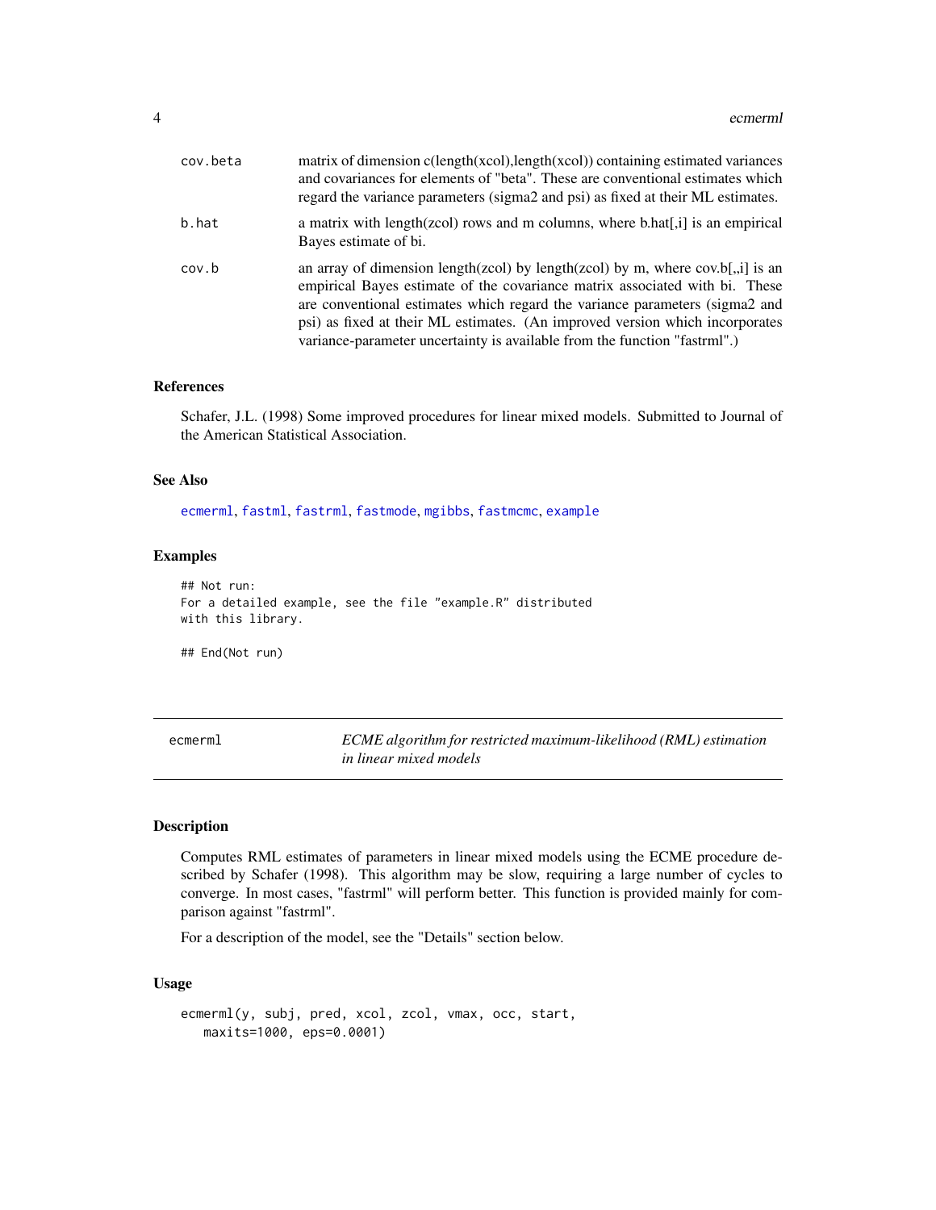| | |
|---|---|
| cov.beta | matrix of dimension c(length(xcol),length(xcol)) containing estimated variances and covariances for elements of "beta". These are conventional estimates which regard the variance parameters (sigma2 and psi) as fixed at their ML estimates. |
| b.hat | a matrix with length(zcol) rows and m columns, where b.hat[,i] is an empirical Bayes estimate of bi. |
| cov.b | an array of dimension length(zcol) by length(zcol) by m, where cov.b[,,i] is an empirical Bayes estimate of the covariance matrix associated with bi. These are conventional estimates which regard the variance parameters (sigma2 and psi) as fixed at their ML estimates. (An improved version which incorporates variance-parameter uncertainty is available from the function "fastrml".) |

### References

Schafer, J.L. (1998) Some improved procedures for linear mixed models. Submitted to Journal of the American Statistical Association.

### See Also

ecmerml, fastml, fastrml, fastmode, mgibbs, fastmcmc, example

### Examples

```
## Not run:
For a detailed example, see the file "example.R" distributed
with this library.

## End(Not run)
```

---

## ecmerml — *ECME algorithm for restricted maximum-likelihood (RML) estimation in linear mixed models*

### Description

Computes RML estimates of parameters in linear mixed models using the ECME procedure described by Schafer (1998). This algorithm may be slow, requiring a large number of cycles to converge. In most cases, "fastrml" will perform better. This function is provided mainly for comparison against "fastrml".

For a description of the model, see the "Details" section below.

### Usage

```
ecmerml(y, subj, pred, xcol, zcol, vmax, occ, start,
   maxits=1000, eps=0.0001)
```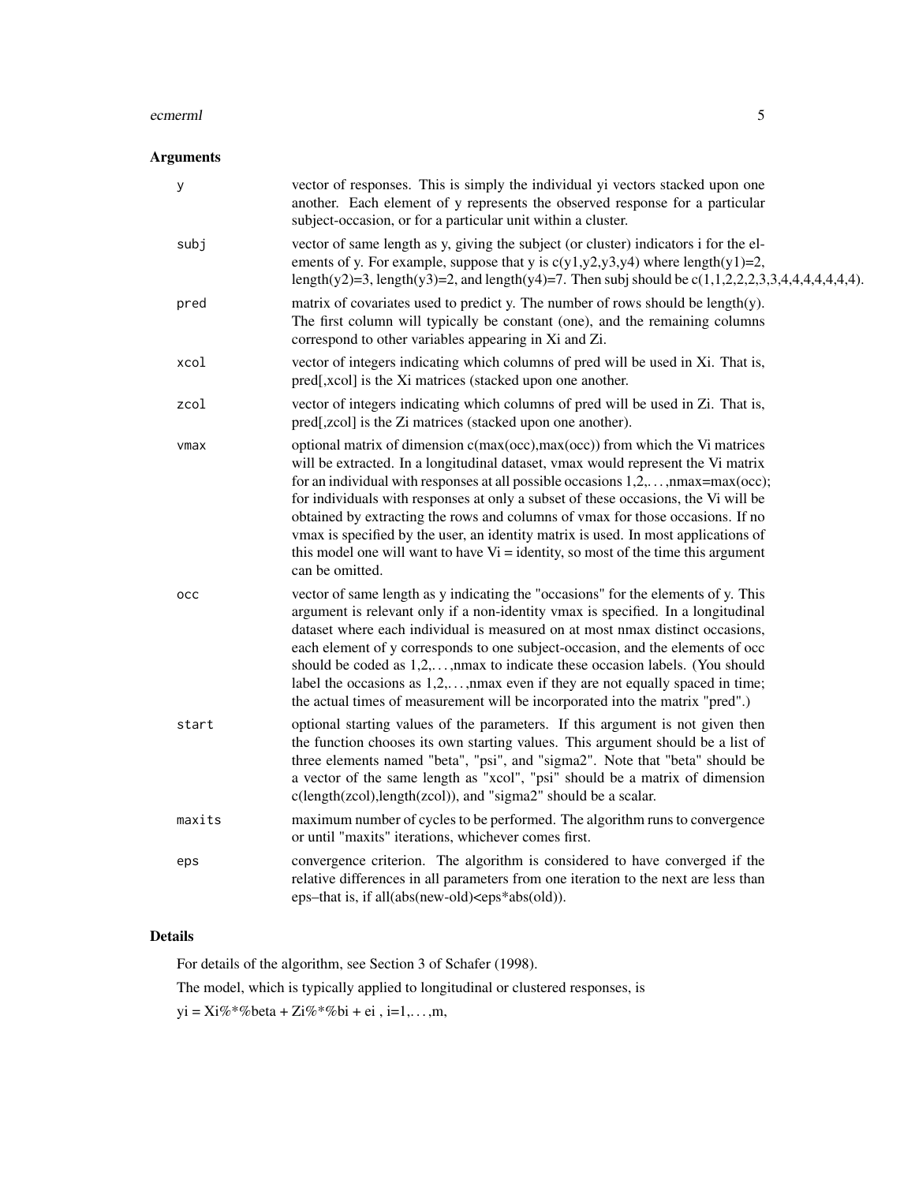## Arguments

| | |
|---|---|
| `y` | vector of responses. This is simply the individual yi vectors stacked upon one another. Each element of y represents the observed response for a particular subject-occasion, or for a particular unit within a cluster. |
| `subj` | vector of same length as y, giving the subject (or cluster) indicators i for the elements of y. For example, suppose that y is c(y1,y2,y3,y4) where length(y1)=2, length(y2)=3, length(y3)=2, and length(y4)=7. Then subj should be c(1,1,2,2,2,3,3,4,4,4,4,4,4,4). |
| `pred` | matrix of covariates used to predict y. The number of rows should be length(y). The first column will typically be constant (one), and the remaining columns correspond to other variables appearing in Xi and Zi. |
| `xcol` | vector of integers indicating which columns of pred will be used in Xi. That is, pred[,xcol] is the Xi matrices (stacked upon one another. |
| `zcol` | vector of integers indicating which columns of pred will be used in Zi. That is, pred[,zcol] is the Zi matrices (stacked upon one another). |
| `vmax` | optional matrix of dimension c(max(occ),max(occ)) from which the Vi matrices will be extracted. In a longitudinal dataset, vmax would represent the Vi matrix for an individual with responses at all possible occasions 1,2,...,nmax=max(occ); for individuals with responses at only a subset of these occasions, the Vi will be obtained by extracting the rows and columns of vmax for those occasions. If no vmax is specified by the user, an identity matrix is used. In most applications of this model one will want to have Vi = identity, so most of the time this argument can be omitted. |
| `occ` | vector of same length as y indicating the "occasions" for the elements of y. This argument is relevant only if a non-identity vmax is specified. In a longitudinal dataset where each individual is measured on at most nmax distinct occasions, each element of y corresponds to one subject-occasion, and the elements of occ should be coded as 1,2,...,nmax to indicate these occasion labels. (You should label the occasions as 1,2,...,nmax even if they are not equally spaced in time; the actual times of measurement will be incorporated into the matrix "pred".) |
| `start` | optional starting values of the parameters. If this argument is not given then the function chooses its own starting values. This argument should be a list of three elements named "beta", "psi", and "sigma2". Note that "beta" should be a vector of the same length as "xcol", "psi" should be a matrix of dimension c(length(zcol),length(zcol)), and "sigma2" should be a scalar. |
| `maxits` | maximum number of cycles to be performed. The algorithm runs to convergence or until "maxits" iterations, whichever comes first. |
| `eps` | convergence criterion. The algorithm is considered to have converged if the relative differences in all parameters from one iteration to the next are less than eps–that is, if all(abs(new-old)<eps*abs(old)). |

## Details

For details of the algorithm, see Section 3 of Schafer (1998).

The model, which is typically applied to longitudinal or clustered responses, is

yi = Xi%*%beta + Zi%*%bi + ei , i=1,...,m,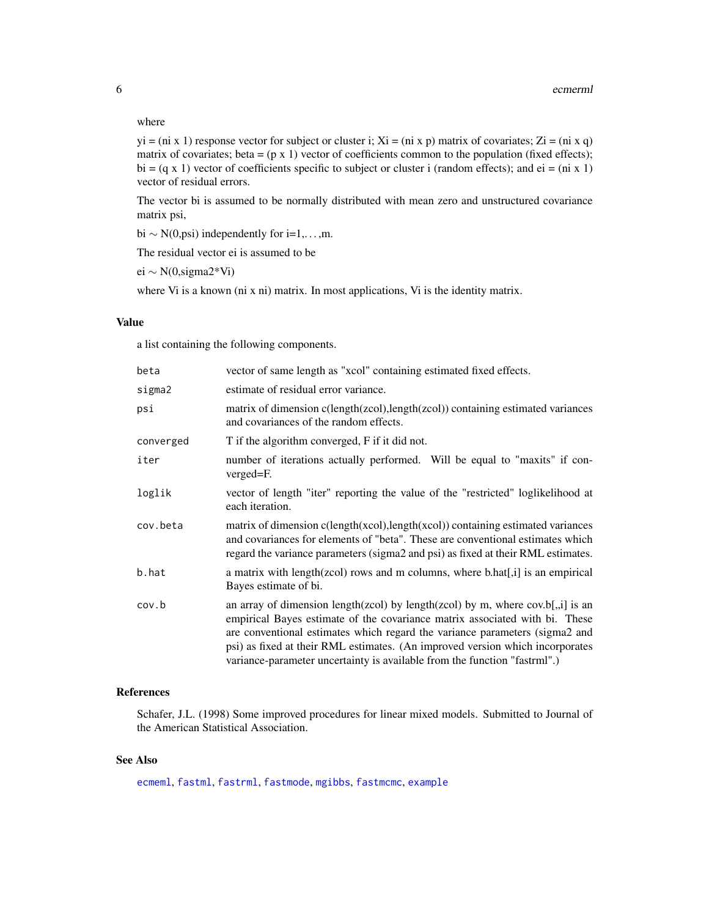where

yi = (ni x 1) response vector for subject or cluster i; Xi = (ni x p) matrix of covariates; Zi = (ni x q) matrix of covariates; beta = (p x 1) vector of coefficients common to the population (fixed effects); bi = (q x 1) vector of coefficients specific to subject or cluster i (random effects); and ei = (ni x 1) vector of residual errors.

The vector bi is assumed to be normally distributed with mean zero and unstructured covariance matrix psi,

bi $\sim$ N(0,psi) independently for i=1,...,m.

The residual vector ei is assumed to be

ei $\sim$ N(0,sigma2*Vi)

where Vi is a known (ni x ni) matrix. In most applications, Vi is the identity matrix.

## Value

a list containing the following components.

| | |
|---|---|
| `beta` | vector of same length as "xcol" containing estimated fixed effects. |
| `sigma2` | estimate of residual error variance. |
| `psi` | matrix of dimension c(length(zcol),length(zcol)) containing estimated variances and covariances of the random effects. |
| `converged` | T if the algorithm converged, F if it did not. |
| `iter` | number of iterations actually performed. Will be equal to "maxits" if converged=F. |
| `loglik` | vector of length "iter" reporting the value of the "restricted" loglikelihood at each iteration. |
| `cov.beta` | matrix of dimension c(length(xcol),length(xcol)) containing estimated variances and covariances for elements of "beta". These are conventional estimates which regard the variance parameters (sigma2 and psi) as fixed at their RML estimates. |
| `b.hat` | a matrix with length(zcol) rows and m columns, where b.hat[,i] is an empirical Bayes estimate of bi. |
| `cov.b` | an array of dimension length(zcol) by length(zcol) by m, where cov.b[,,i] is an empirical Bayes estimate of the covariance matrix associated with bi. These are conventional estimates which regard the variance parameters (sigma2 and psi) as fixed at their RML estimates. (An improved version which incorporates variance-parameter uncertainty is available from the function "fastrml".) |

## References

Schafer, J.L. (1998) Some improved procedures for linear mixed models. Submitted to Journal of the American Statistical Association.

## See Also

ecmeml, fastml, fastrml, fastmode, mgibbs, fastmcmc, example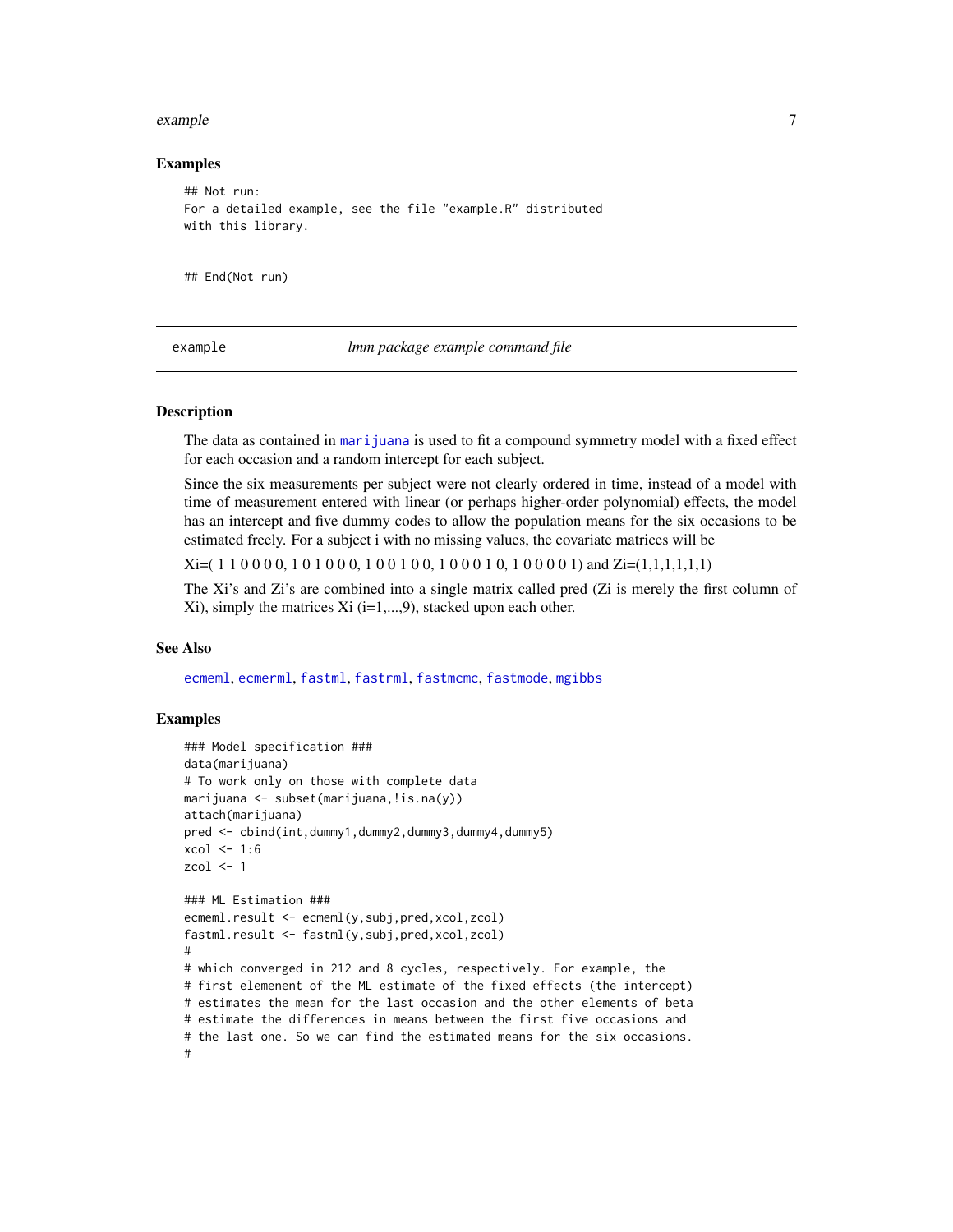## Examples

```
## Not run:
For a detailed example, see the file "example.R" distributed
with this library.


## End(Not run)
```

---

example *lmm package example command file*

---

### Description

The data as contained in marijuana is used to fit a compound symmetry model with a fixed effect for each occasion and a random intercept for each subject.

Since the six measurements per subject were not clearly ordered in time, instead of a model with time of measurement entered with linear (or perhaps higher-order polynomial) effects, the model has an intercept and five dummy codes to allow the population means for the six occasions to be estimated freely. For a subject i with no missing values, the covariate matrices will be

Xi=( 1 1 0 0 0 0, 1 0 1 0 0 0, 1 0 0 1 0 0, 1 0 0 0 1 0, 1 0 0 0 0 1) and Zi=(1,1,1,1,1,1)

The Xi's and Zi's are combined into a single matrix called pred (Zi is merely the first column of Xi), simply the matrices Xi (i=1,...,9), stacked upon each other.

### See Also

ecmeml, ecmerml, fastml, fastrml, fastmcmc, fastmode, mgibbs

### Examples

```
### Model specification ###
data(marijuana)
# To work only on those with complete data
marijuana <- subset(marijuana,!is.na(y))
attach(marijuana)
pred <- cbind(int,dummy1,dummy2,dummy3,dummy4,dummy5)
xcol <- 1:6
zcol <- 1

### ML Estimation ###
ecmeml.result <- ecmeml(y,subj,pred,xcol,zcol)
fastml.result <- fastml(y,subj,pred,xcol,zcol)
#
# which converged in 212 and 8 cycles, respectively. For example, the
# first elemenent of the ML estimate of the fixed effects (the intercept)
# estimates the mean for the last occasion and the other elements of beta
# estimate the differences in means between the first five occasions and
# the last one. So we can find the estimated means for the six occasions.
#
```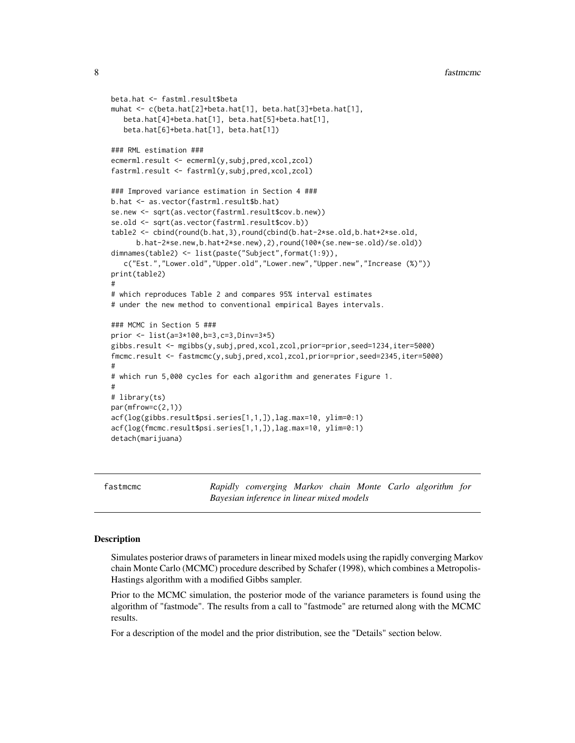```
beta.hat <- fastml.result$beta
muhat <- c(beta.hat[2]+beta.hat[1], beta.hat[3]+beta.hat[1],
   beta.hat[4]+beta.hat[1], beta.hat[5]+beta.hat[1],
   beta.hat[6]+beta.hat[1], beta.hat[1])

### RML estimation ###
ecmerml.result <- ecmerml(y,subj,pred,xcol,zcol)
fastrml.result <- fastrml(y,subj,pred,xcol,zcol)

### Improved variance estimation in Section 4 ###
b.hat <- as.vector(fastrml.result$b.hat)
se.new <- sqrt(as.vector(fastrml.result$cov.b.new))
se.old <- sqrt(as.vector(fastrml.result$cov.b))
table2 <- cbind(round(b.hat,3),round(cbind(b.hat-2*se.old,b.hat+2*se.old,
      b.hat-2*se.new,b.hat+2*se.new),2),round(100*(se.new-se.old)/se.old))
dimnames(table2) <- list(paste("Subject",format(1:9)),
   c("Est.","Lower.old","Upper.old","Lower.new","Upper.new","Increase (%)"))
print(table2)
#
# which reproduces Table 2 and compares 95% interval estimates
# under the new method to conventional empirical Bayes intervals.

### MCMC in Section 5 ###
prior <- list(a=3*100,b=3,c=3,Dinv=3*5)
gibbs.result <- mgibbs(y,subj,pred,xcol,zcol,prior=prior,seed=1234,iter=5000)
fmcmc.result <- fastmcmc(y,subj,pred,xcol,zcol,prior=prior,seed=2345,iter=5000)
#
# which run 5,000 cycles for each algorithm and generates Figure 1.
#
# library(ts)
par(mfrow=c(2,1))
acf(log(gibbs.result$psi.series[1,1,]),lag.max=10, ylim=0:1)
acf(log(fmcmc.result$psi.series[1,1,]),lag.max=10, ylim=0:1)
detach(marijuana)
```

---

`fastmcmc` *Rapidly converging Markov chain Monte Carlo algorithm for Bayesian inference in linear mixed models*

---

## Description

Simulates posterior draws of parameters in linear mixed models using the rapidly converging Markov chain Monte Carlo (MCMC) procedure described by Schafer (1998), which combines a Metropolis-Hastings algorithm with a modified Gibbs sampler.

Prior to the MCMC simulation, the posterior mode of the variance parameters is found using the algorithm of "fastmode". The results from a call to "fastmode" are returned along with the MCMC results.

For a description of the model and the prior distribution, see the "Details" section below.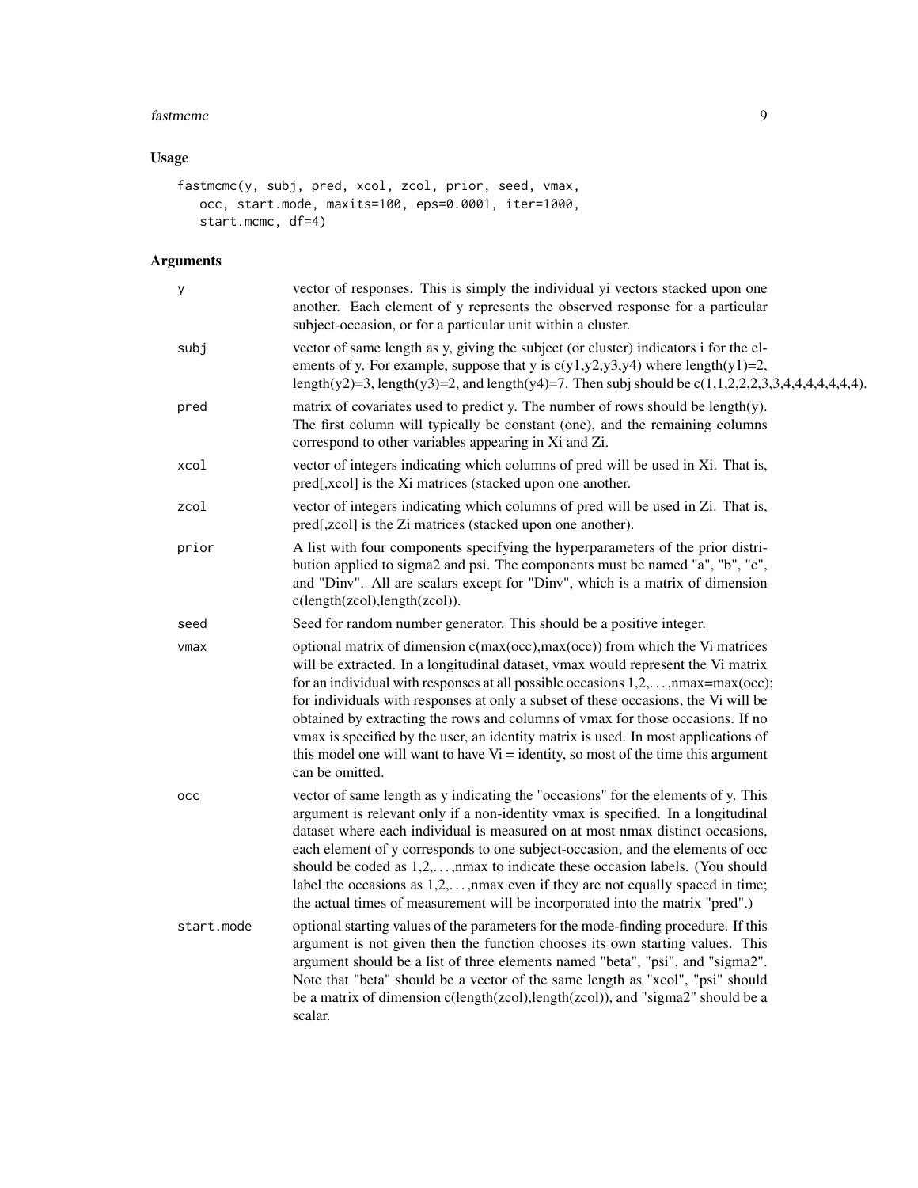## Usage

```
fastmcmc(y, subj, pred, xcol, zcol, prior, seed, vmax,
   occ, start.mode, maxits=100, eps=0.0001, iter=1000,
   start.mcmc, df=4)
```

## Arguments

| Argument | Description |
|---|---|
| y | vector of responses. This is simply the individual yi vectors stacked upon one another. Each element of y represents the observed response for a particular subject-occasion, or for a particular unit within a cluster. |
| subj | vector of same length as y, giving the subject (or cluster) indicators i for the elements of y. For example, suppose that y is c(y1,y2,y3,y4) where length(y1)=2, length(y2)=3, length(y3)=2, and length(y4)=7. Then subj should be c(1,1,2,2,2,3,3,4,4,4,4,4,4,4). |
| pred | matrix of covariates used to predict y. The number of rows should be length(y). The first column will typically be constant (one), and the remaining columns correspond to other variables appearing in Xi and Zi. |
| xcol | vector of integers indicating which columns of pred will be used in Xi. That is, pred[,xcol] is the Xi matrices (stacked upon one another. |
| zcol | vector of integers indicating which columns of pred will be used in Zi. That is, pred[,zcol] is the Zi matrices (stacked upon one another). |
| prior | A list with four components specifying the hyperparameters of the prior distribution applied to sigma2 and psi. The components must be named "a", "b", "c", and "Dinv". All are scalars except for "Dinv", which is a matrix of dimension c(length(zcol),length(zcol)). |
| seed | Seed for random number generator. This should be a positive integer. |
| vmax | optional matrix of dimension c(max(occ),max(occ)) from which the Vi matrices will be extracted. In a longitudinal dataset, vmax would represent the Vi matrix for an individual with responses at all possible occasions 1,2,...,nmax=max(occ); for individuals with responses at only a subset of these occasions, the Vi will be obtained by extracting the rows and columns of vmax for those occasions. If no vmax is specified by the user, an identity matrix is used. In most applications of this model one will want to have Vi = identity, so most of the time this argument can be omitted. |
| occ | vector of same length as y indicating the "occasions" for the elements of y. This argument is relevant only if a non-identity vmax is specified. In a longitudinal dataset where each individual is measured on at most nmax distinct occasions, each element of y corresponds to one subject-occasion, and the elements of occ should be coded as 1,2,...,nmax to indicate these occasion labels. (You should label the occasions as 1,2,...,nmax even if they are not equally spaced in time; the actual times of measurement will be incorporated into the matrix "pred".) |
| start.mode | optional starting values of the parameters for the mode-finding procedure. If this argument is not given then the function chooses its own starting values. This argument should be a list of three elements named "beta", "psi", and "sigma2". Note that "beta" should be a vector of the same length as "xcol", "psi" should be a matrix of dimension c(length(zcol),length(zcol)), and "sigma2" should be a scalar. |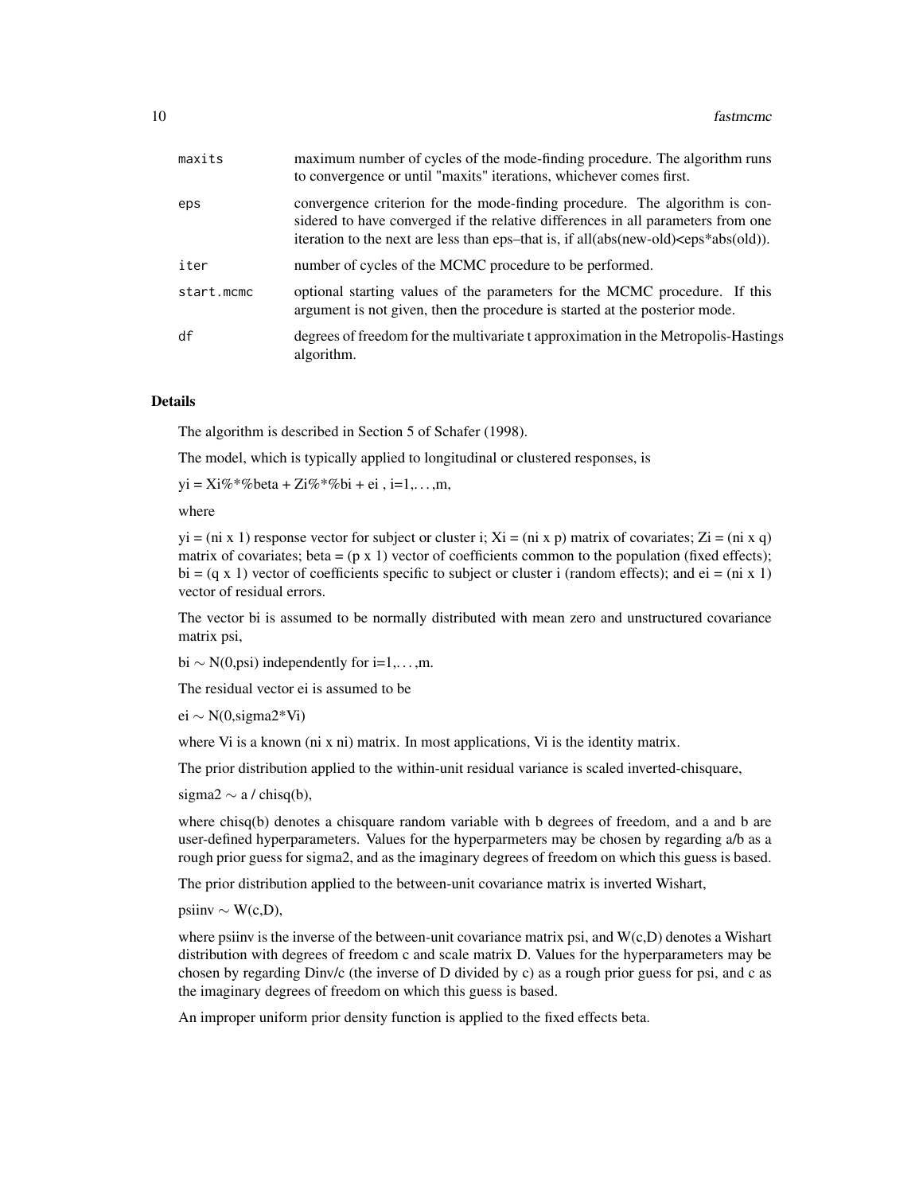| | |
|---|---|
| maxits | maximum number of cycles of the mode-finding procedure. The algorithm runs to convergence or until "maxits" iterations, whichever comes first. |
| eps | convergence criterion for the mode-finding procedure. The algorithm is considered to have converged if the relative differences in all parameters from one iteration to the next are less than eps–that is, if all(abs(new-old)<eps*abs(old)). |
| iter | number of cycles of the MCMC procedure to be performed. |
| start.mcmc | optional starting values of the parameters for the MCMC procedure. If this argument is not given, then the procedure is started at the posterior mode. |
| df | degrees of freedom for the multivariate t approximation in the Metropolis-Hastings algorithm. |

## Details

The algorithm is described in Section 5 of Schafer (1998).

The model, which is typically applied to longitudinal or clustered responses, is

yi = Xi%*%beta + Zi%*%bi + ei , i=1,. . . ,m,

where

yi = (ni x 1) response vector for subject or cluster i; Xi = (ni x p) matrix of covariates; Zi = (ni x q) matrix of covariates; beta = (p x 1) vector of coefficients common to the population (fixed effects); bi = (q x 1) vector of coefficients specific to subject or cluster i (random effects); and ei = (ni x 1) vector of residual errors.

The vector bi is assumed to be normally distributed with mean zero and unstructured covariance matrix psi,

bi ~ N(0,psi) independently for i=1,. . . ,m.

The residual vector ei is assumed to be

ei ~ N(0,sigma2*Vi)

where Vi is a known (ni x ni) matrix. In most applications, Vi is the identity matrix.

The prior distribution applied to the within-unit residual variance is scaled inverted-chisquare,

sigma2 ~ a / chisq(b),

where chisq(b) denotes a chisquare random variable with b degrees of freedom, and a and b are user-defined hyperparameters. Values for the hyperparmeters may be chosen by regarding a/b as a rough prior guess for sigma2, and as the imaginary degrees of freedom on which this guess is based.

The prior distribution applied to the between-unit covariance matrix is inverted Wishart,

psiinv ~ W(c,D),

where psiinv is the inverse of the between-unit covariance matrix psi, and W(c,D) denotes a Wishart distribution with degrees of freedom c and scale matrix D. Values for the hyperparameters may be chosen by regarding Dinv/c (the inverse of D divided by c) as a rough prior guess for psi, and c as the imaginary degrees of freedom on which this guess is based.

An improper uniform prior density function is applied to the fixed effects beta.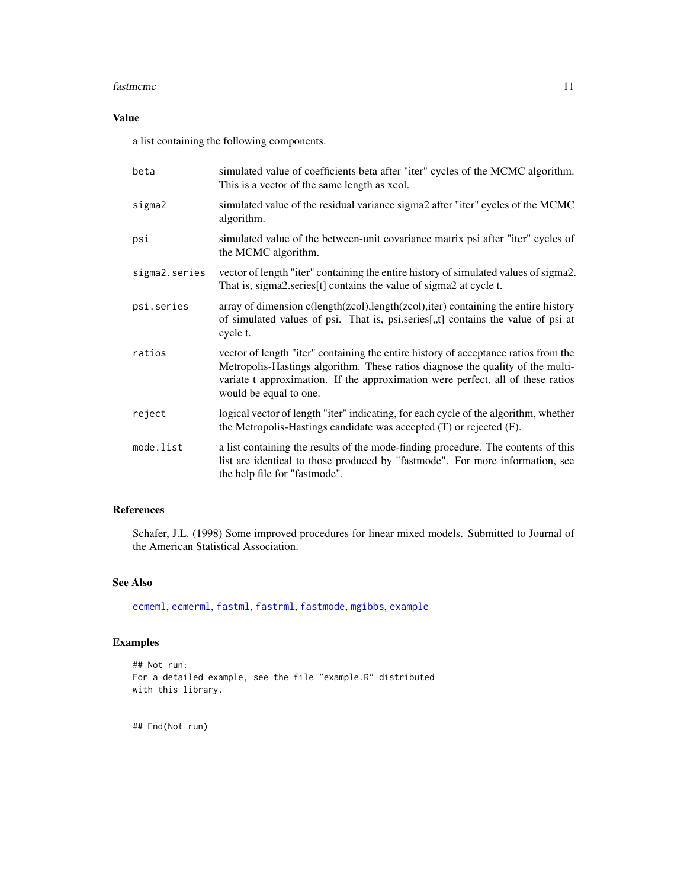### Value

a list containing the following components.

| | |
|---|---|
| `beta` | simulated value of coefficients beta after "iter" cycles of the MCMC algorithm. This is a vector of the same length as xcol. |
| `sigma2` | simulated value of the residual variance sigma2 after "iter" cycles of the MCMC algorithm. |
| `psi` | simulated value of the between-unit covariance matrix psi after "iter" cycles of the MCMC algorithm. |
| `sigma2.series` | vector of length "iter" containing the entire history of simulated values of sigma2. That is, sigma2.series[t] contains the value of sigma2 at cycle t. |
| `psi.series` | array of dimension c(length(zcol),length(zcol),iter) containing the entire history of simulated values of psi. That is, psi.series[,,t] contains the value of psi at cycle t. |
| `ratios` | vector of length "iter" containing the entire history of acceptance ratios from the Metropolis-Hastings algorithm. These ratios diagnose the quality of the multivariate t approximation. If the approximation were perfect, all of these ratios would be equal to one. |
| `reject` | logical vector of length "iter" indicating, for each cycle of the algorithm, whether the Metropolis-Hastings candidate was accepted (T) or rejected (F). |
| `mode.list` | a list containing the results of the mode-finding procedure. The contents of this list are identical to those produced by "fastmode". For more information, see the help file for "fastmode". |

### References

Schafer, J.L. (1998) Some improved procedures for linear mixed models. Submitted to Journal of the American Statistical Association.

### See Also

`ecmeml`, `ecmerml`, `fastml`, `fastrml`, `fastmode`, `mgibbs`, `example`

### Examples

```
## Not run:
For a detailed example, see the file "example.R" distributed
with this library.


## End(Not run)
```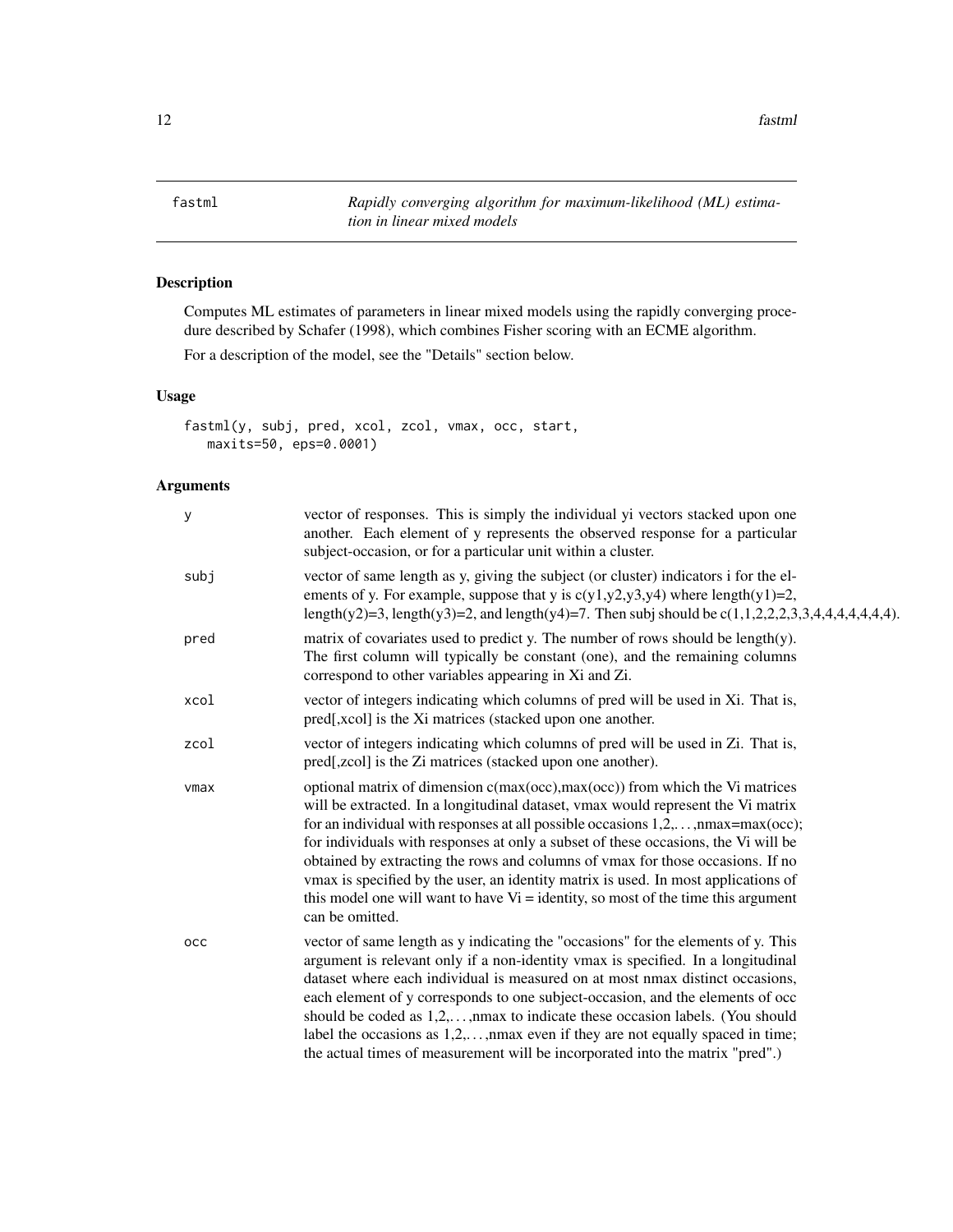fastml *Rapidly converging algorithm for maximum-likelihood (ML) estimation in linear mixed models*

## Description

Computes ML estimates of parameters in linear mixed models using the rapidly converging procedure described by Schafer (1998), which combines Fisher scoring with an ECME algorithm.

For a description of the model, see the "Details" section below.

## Usage

```
fastml(y, subj, pred, xcol, zcol, vmax, occ, start,
   maxits=50, eps=0.0001)
```

## Arguments

| | |
|---|---|
| y | vector of responses. This is simply the individual yi vectors stacked upon one another. Each element of y represents the observed response for a particular subject-occasion, or for a particular unit within a cluster. |
| subj | vector of same length as y, giving the subject (or cluster) indicators i for the elements of y. For example, suppose that y is c(y1,y2,y3,y4) where length(y1)=2, length(y2)=3, length(y3)=2, and length(y4)=7. Then subj should be c(1,1,2,2,2,3,3,4,4,4,4,4,4,4). |
| pred | matrix of covariates used to predict y. The number of rows should be length(y). The first column will typically be constant (one), and the remaining columns correspond to other variables appearing in Xi and Zi. |
| xcol | vector of integers indicating which columns of pred will be used in Xi. That is, pred[,xcol] is the Xi matrices (stacked upon one another. |
| zcol | vector of integers indicating which columns of pred will be used in Zi. That is, pred[,zcol] is the Zi matrices (stacked upon one another). |
| vmax | optional matrix of dimension c(max(occ),max(occ)) from which the Vi matrices will be extracted. In a longitudinal dataset, vmax would represent the Vi matrix for an individual with responses at all possible occasions 1,2,...,nmax=max(occ); for individuals with responses at only a subset of these occasions, the Vi will be obtained by extracting the rows and columns of vmax for those occasions. If no vmax is specified by the user, an identity matrix is used. In most applications of this model one will want to have Vi = identity, so most of the time this argument can be omitted. |
| occ | vector of same length as y indicating the "occasions" for the elements of y. This argument is relevant only if a non-identity vmax is specified. In a longitudinal dataset where each individual is measured on at most nmax distinct occasions, each element of y corresponds to one subject-occasion, and the elements of occ should be coded as 1,2,...,nmax to indicate these occasion labels. (You should label the occasions as 1,2,...,nmax even if they are not equally spaced in time; the actual times of measurement will be incorporated into the matrix "pred".) |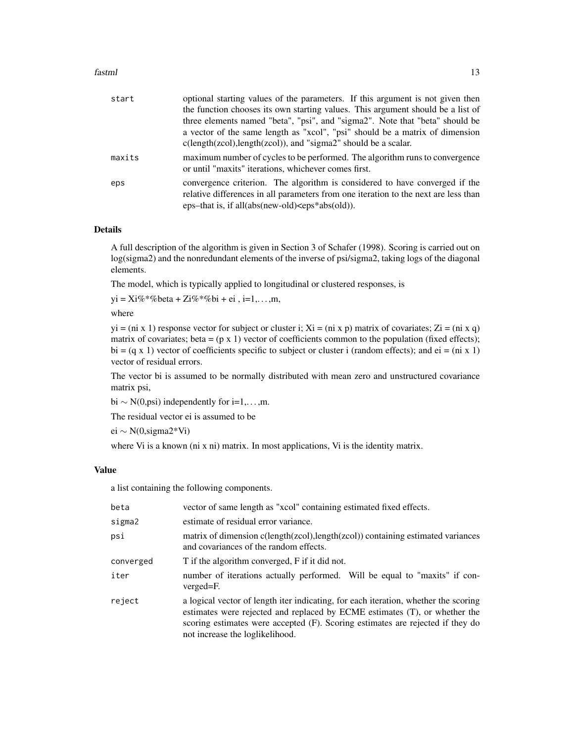| | |
|---|---|
| start | optional starting values of the parameters. If this argument is not given then the function chooses its own starting values. This argument should be a list of three elements named "beta", "psi", and "sigma2". Note that "beta" should be a vector of the same length as "xcol", "psi" should be a matrix of dimension c(length(zcol),length(zcol)), and "sigma2" should be a scalar. |
| maxits | maximum number of cycles to be performed. The algorithm runs to convergence or until "maxits" iterations, whichever comes first. |
| eps | convergence criterion. The algorithm is considered to have converged if the relative differences in all parameters from one iteration to the next are less than eps–that is, if all(abs(new-old)<eps*abs(old)). |

### Details

A full description of the algorithm is given in Section 3 of Schafer (1998). Scoring is carried out on log(sigma2) and the nonredundant elements of the inverse of psi/sigma2, taking logs of the diagonal elements.

The model, which is typically applied to longitudinal or clustered responses, is

yi = Xi%*%beta + Zi%*%bi + ei , i=1,. . . ,m,

where

yi = (ni x 1) response vector for subject or cluster i; Xi = (ni x p) matrix of covariates; Zi = (ni x q) matrix of covariates; beta = (p x 1) vector of coefficients common to the population (fixed effects); bi = (q x 1) vector of coefficients specific to subject or cluster i (random effects); and ei = (ni x 1) vector of residual errors.

The vector bi is assumed to be normally distributed with mean zero and unstructured covariance matrix psi,

bi ~ N(0,psi) independently for i=1,. . . ,m.

The residual vector ei is assumed to be

ei ~ N(0,sigma2*Vi)

where Vi is a known (ni x ni) matrix. In most applications, Vi is the identity matrix.

### Value

a list containing the following components.

| | |
|---|---|
| beta | vector of same length as "xcol" containing estimated fixed effects. |
| sigma2 | estimate of residual error variance. |
| psi | matrix of dimension c(length(zcol),length(zcol)) containing estimated variances and covariances of the random effects. |
| converged | T if the algorithm converged, F if it did not. |
| iter | number of iterations actually performed. Will be equal to "maxits" if converged=F. |
| reject | a logical vector of length iter indicating, for each iteration, whether the scoring estimates were rejected and replaced by ECME estimates (T), or whether the scoring estimates were accepted (F). Scoring estimates are rejected if they do not increase the loglikelihood. |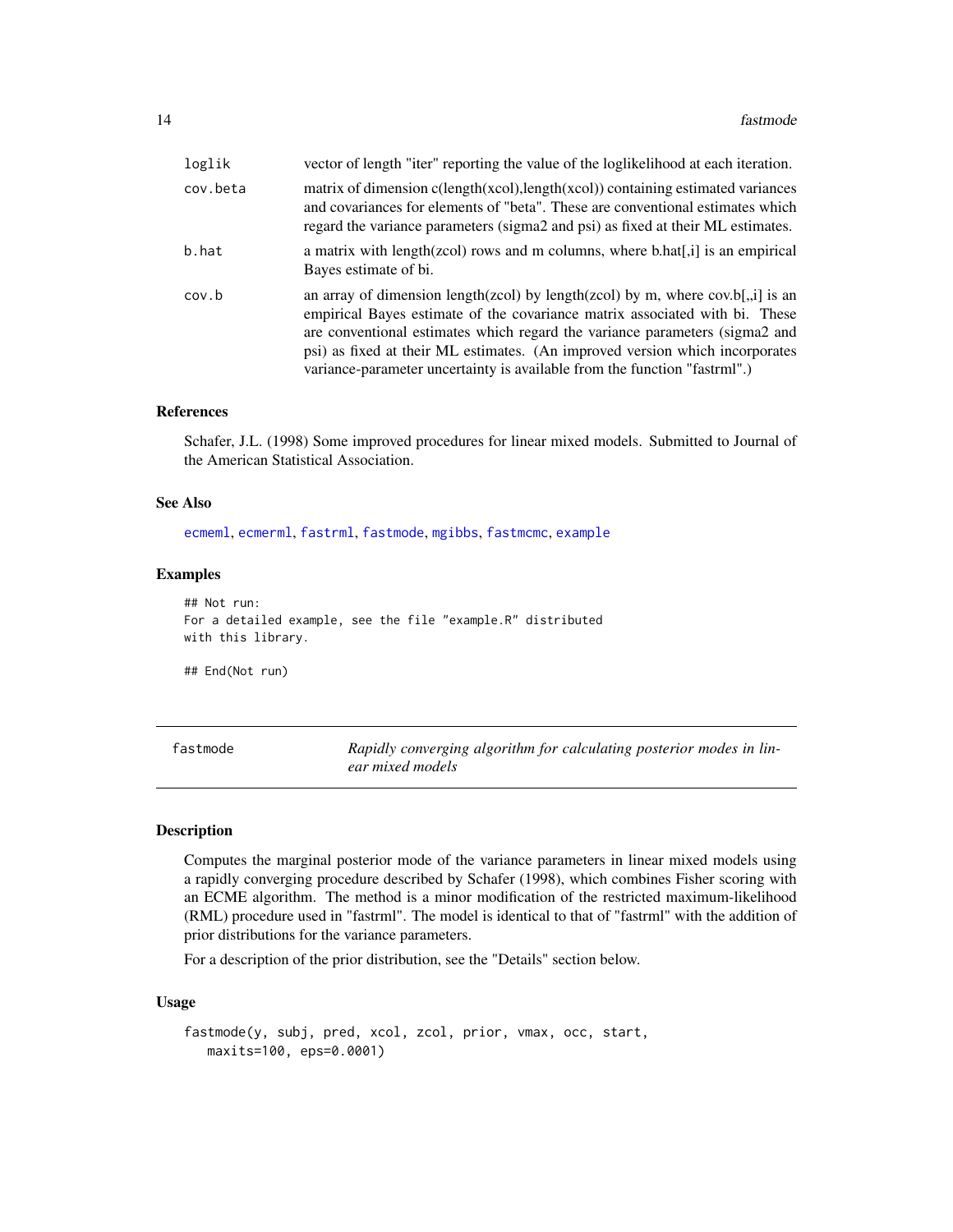loglik
: vector of length "iter" reporting the value of the loglikelihood at each iteration.

cov.beta
: matrix of dimension c(length(xcol),length(xcol)) containing estimated variances and covariances for elements of "beta". These are conventional estimates which regard the variance parameters (sigma2 and psi) as fixed at their ML estimates.

b.hat
: a matrix with length(zcol) rows and m columns, where b.hat[,i] is an empirical Bayes estimate of bi.

cov.b
: an array of dimension length(zcol) by length(zcol) by m, where cov.b[,,i] is an empirical Bayes estimate of the covariance matrix associated with bi. These are conventional estimates which regard the variance parameters (sigma2 and psi) as fixed at their ML estimates. (An improved version which incorporates variance-parameter uncertainty is available from the function "fastrml".)

### References

Schafer, J.L. (1998) Some improved procedures for linear mixed models. Submitted to Journal of the American Statistical Association.

### See Also

ecmeml, ecmerml, fastrml, fastmode, mgibbs, fastmcmc, example

### Examples

```
## Not run:
For a detailed example, see the file "example.R" distributed
with this library.

## End(Not run)
```

---

## fastmode — *Rapidly converging algorithm for calculating posterior modes in linear mixed models*

### Description

Computes the marginal posterior mode of the variance parameters in linear mixed models using a rapidly converging procedure described by Schafer (1998), which combines Fisher scoring with an ECME algorithm. The method is a minor modification of the restricted maximum-likelihood (RML) procedure used in "fastrml". The model is identical to that of "fastrml" with the addition of prior distributions for the variance parameters.

For a description of the prior distribution, see the "Details" section below.

### Usage

```
fastmode(y, subj, pred, xcol, zcol, prior, vmax, occ, start,
   maxits=100, eps=0.0001)
```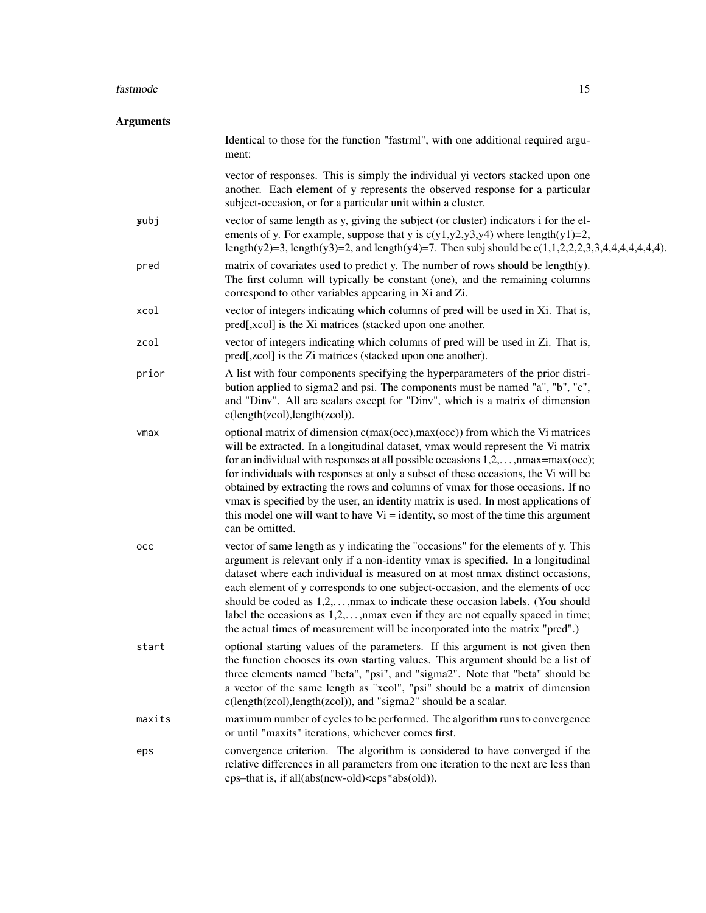## Arguments

|  |  |
|---|---|
|  | Identical to those for the function "fastrml", with one additional required argument: |
| y | vector of responses. This is simply the individual yi vectors stacked upon one another. Each element of y represents the observed response for a particular subject-occasion, or for a particular unit within a cluster. |
| subj | vector of same length as y, giving the subject (or cluster) indicators i for the elements of y. For example, suppose that y is c(y1,y2,y3,y4) where length(y1)=2, length(y2)=3, length(y3)=2, and length(y4)=7. Then subj should be c(1,1,2,2,2,3,3,4,4,4,4,4,4,4). |
| pred | matrix of covariates used to predict y. The number of rows should be length(y). The first column will typically be constant (one), and the remaining columns correspond to other variables appearing in Xi and Zi. |
| xcol | vector of integers indicating which columns of pred will be used in Xi. That is, pred[,xcol] is the Xi matrices (stacked upon one another. |
| zcol | vector of integers indicating which columns of pred will be used in Zi. That is, pred[,zcol] is the Zi matrices (stacked upon one another). |
| prior | A list with four components specifying the hyperparameters of the prior distribution applied to sigma2 and psi. The components must be named "a", "b", "c", and "Dinv". All are scalars except for "Dinv", which is a matrix of dimension c(length(zcol),length(zcol)). |
| vmax | optional matrix of dimension c(max(occ),max(occ)) from which the Vi matrices will be extracted. In a longitudinal dataset, vmax would represent the Vi matrix for an individual with responses at all possible occasions 1,2,...,nmax=max(occ); for individuals with responses at only a subset of these occasions, the Vi will be obtained by extracting the rows and columns of vmax for those occasions. If no vmax is specified by the user, an identity matrix is used. In most applications of this model one will want to have Vi = identity, so most of the time this argument can be omitted. |
| occ | vector of same length as y indicating the "occasions" for the elements of y. This argument is relevant only if a non-identity vmax is specified. In a longitudinal dataset where each individual is measured on at most nmax distinct occasions, each element of y corresponds to one subject-occasion, and the elements of occ should be coded as 1,2,...,nmax to indicate these occasion labels. (You should label the occasions as 1,2,...,nmax even if they are not equally spaced in time; the actual times of measurement will be incorporated into the matrix "pred".) |
| start | optional starting values of the parameters. If this argument is not given then the function chooses its own starting values. This argument should be a list of three elements named "beta", "psi", and "sigma2". Note that "beta" should be a vector of the same length as "xcol", "psi" should be a matrix of dimension c(length(zcol),length(zcol)), and "sigma2" should be a scalar. |
| maxits | maximum number of cycles to be performed. The algorithm runs to convergence or until "maxits" iterations, whichever comes first. |
| eps | convergence criterion. The algorithm is considered to have converged if the relative differences in all parameters from one iteration to the next are less than eps–that is, if all(abs(new-old)<eps*abs(old)). |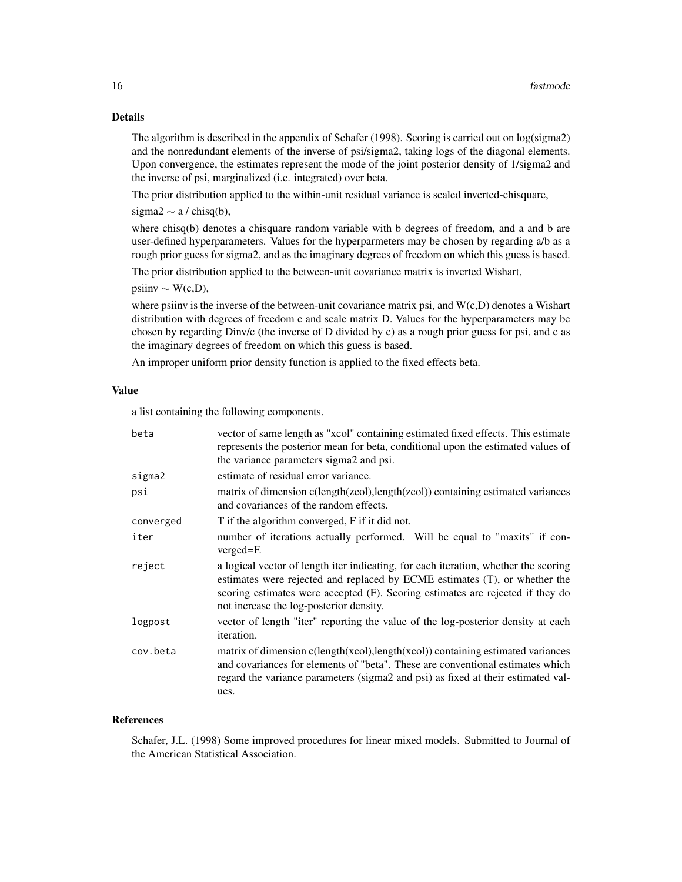### Details

The algorithm is described in the appendix of Schafer (1998). Scoring is carried out on log(sigma2) and the nonredundant elements of the inverse of psi/sigma2, taking logs of the diagonal elements. Upon convergence, the estimates represent the mode of the joint posterior density of 1/sigma2 and the inverse of psi, marginalized (i.e. integrated) over beta.

The prior distribution applied to the within-unit residual variance is scaled inverted-chisquare,

sigma2 $\sim$ a / chisq(b),

where chisq(b) denotes a chisquare random variable with b degrees of freedom, and a and b are user-defined hyperparameters. Values for the hyperparmeters may be chosen by regarding a/b as a rough prior guess for sigma2, and as the imaginary degrees of freedom on which this guess is based.

The prior distribution applied to the between-unit covariance matrix is inverted Wishart,

psiinv $\sim$ W(c,D),

where psiinv is the inverse of the between-unit covariance matrix psi, and W(c,D) denotes a Wishart distribution with degrees of freedom c and scale matrix D. Values for the hyperparameters may be chosen by regarding Dinv/c (the inverse of D divided by c) as a rough prior guess for psi, and c as the imaginary degrees of freedom on which this guess is based.

An improper uniform prior density function is applied to the fixed effects beta.

### Value

a list containing the following components.

| | |
|---|---|
| `beta` | vector of same length as "xcol" containing estimated fixed effects. This estimate represents the posterior mean for beta, conditional upon the estimated values of the variance parameters sigma2 and psi. |
| `sigma2` | estimate of residual error variance. |
| `psi` | matrix of dimension c(length(zcol),length(zcol)) containing estimated variances and covariances of the random effects. |
| `converged` | T if the algorithm converged, F if it did not. |
| `iter` | number of iterations actually performed. Will be equal to "maxits" if converged=F. |
| `reject` | a logical vector of length iter indicating, for each iteration, whether the scoring estimates were rejected and replaced by ECME estimates (T), or whether the scoring estimates were accepted (F). Scoring estimates are rejected if they do not increase the log-posterior density. |
| `logpost` | vector of length "iter" reporting the value of the log-posterior density at each iteration. |
| `cov.beta` | matrix of dimension c(length(xcol),length(xcol)) containing estimated variances and covariances for elements of "beta". These are conventional estimates which regard the variance parameters (sigma2 and psi) as fixed at their estimated values. |

### References

Schafer, J.L. (1998) Some improved procedures for linear mixed models. Submitted to Journal of the American Statistical Association.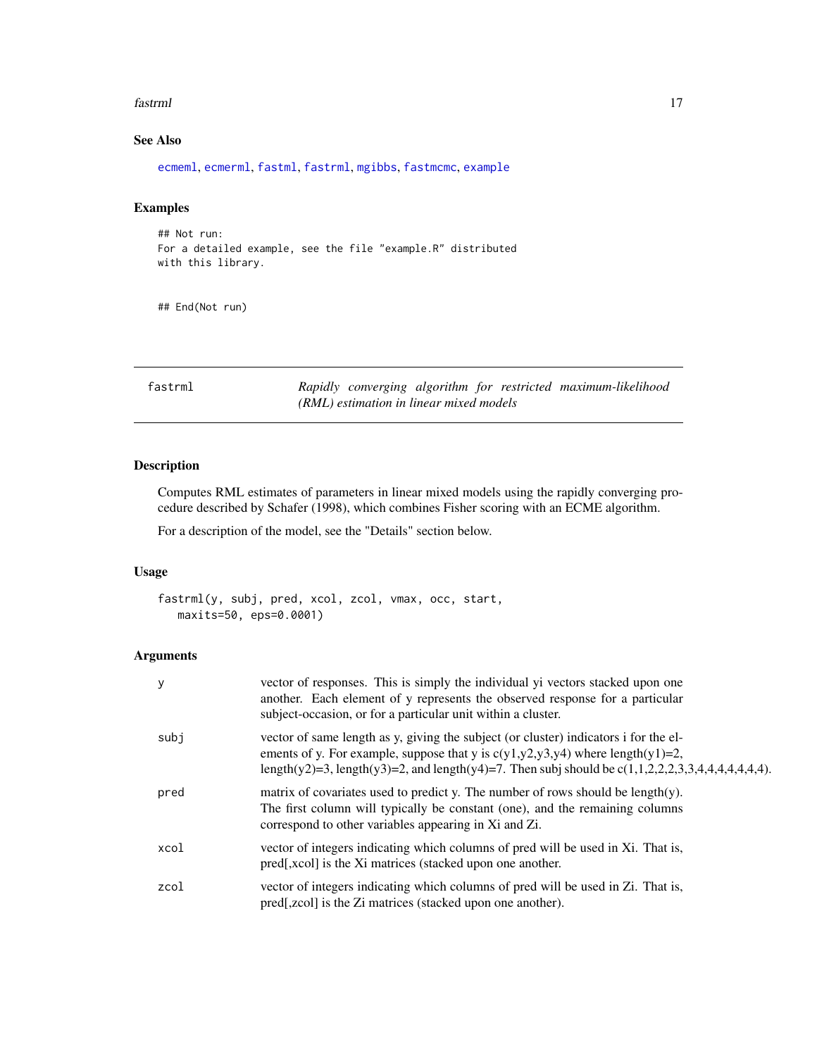## See Also

ecmeml, ecmerml, fastml, fastrml, mgibbs, fastmcmc, example

## Examples

```
## Not run:
For a detailed example, see the file "example.R" distributed
with this library.


## End(Not run)
```

---

**fastrml** — *Rapidly converging algorithm for restricted maximum-likelihood (RML) estimation in linear mixed models*

---

## Description

Computes RML estimates of parameters in linear mixed models using the rapidly converging procedure described by Schafer (1998), which combines Fisher scoring with an ECME algorithm.

For a description of the model, see the "Details" section below.

## Usage

```
fastrml(y, subj, pred, xcol, zcol, vmax, occ, start,
   maxits=50, eps=0.0001)
```

## Arguments

| | |
|---|---|
| `y` | vector of responses. This is simply the individual yi vectors stacked upon one another. Each element of y represents the observed response for a particular subject-occasion, or for a particular unit within a cluster. |
| `subj` | vector of same length as y, giving the subject (or cluster) indicators i for the elements of y. For example, suppose that y is c(y1,y2,y3,y4) where length(y1)=2, length(y2)=3, length(y3)=2, and length(y4)=7. Then subj should be c(1,1,2,2,2,3,3,4,4,4,4,4,4,4). |
| `pred` | matrix of covariates used to predict y. The number of rows should be length(y). The first column will typically be constant (one), and the remaining columns correspond to other variables appearing in Xi and Zi. |
| `xcol` | vector of integers indicating which columns of pred will be used in Xi. That is, pred[,xcol] is the Xi matrices (stacked upon one another. |
| `zcol` | vector of integers indicating which columns of pred will be used in Zi. That is, pred[,zcol] is the Zi matrices (stacked upon one another). |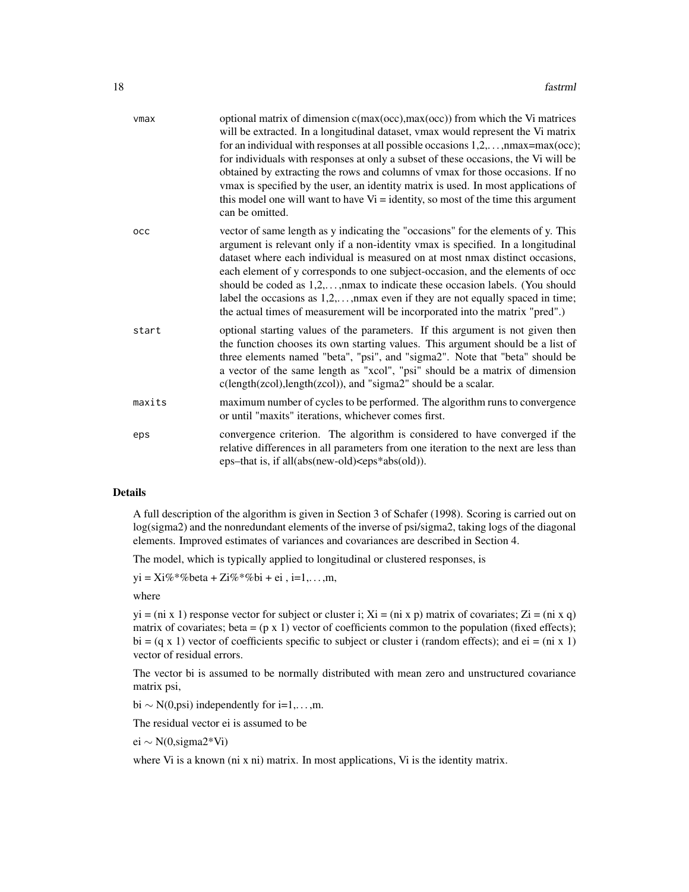| | |
|---|---|
| vmax | optional matrix of dimension c(max(occ),max(occ)) from which the Vi matrices will be extracted. In a longitudinal dataset, vmax would represent the Vi matrix for an individual with responses at all possible occasions 1,2,...,nmax=max(occ); for individuals with responses at only a subset of these occasions, the Vi will be obtained by extracting the rows and columns of vmax for those occasions. If no vmax is specified by the user, an identity matrix is used. In most applications of this model one will want to have Vi = identity, so most of the time this argument can be omitted. |
| occ | vector of same length as y indicating the "occasions" for the elements of y. This argument is relevant only if a non-identity vmax is specified. In a longitudinal dataset where each individual is measured on at most nmax distinct occasions, each element of y corresponds to one subject-occasion, and the elements of occ should be coded as 1,2,...,nmax to indicate these occasion labels. (You should label the occasions as 1,2,...,nmax even if they are not equally spaced in time; the actual times of measurement will be incorporated into the matrix "pred".) |
| start | optional starting values of the parameters. If this argument is not given then the function chooses its own starting values. This argument should be a list of three elements named "beta", "psi", and "sigma2". Note that "beta" should be a vector of the same length as "xcol", "psi" should be a matrix of dimension c(length(zcol),length(zcol)), and "sigma2" should be a scalar. |
| maxits | maximum number of cycles to be performed. The algorithm runs to convergence or until "maxits" iterations, whichever comes first. |
| eps | convergence criterion. The algorithm is considered to have converged if the relative differences in all parameters from one iteration to the next are less than eps–that is, if all(abs(new-old)<eps*abs(old)). |

## Details

A full description of the algorithm is given in Section 3 of Schafer (1998). Scoring is carried out on log(sigma2) and the nonredundant elements of the inverse of psi/sigma2, taking logs of the diagonal elements. Improved estimates of variances and covariances are described in Section 4.

The model, which is typically applied to longitudinal or clustered responses, is

yi = Xi%*%beta + Zi%*%bi + ei , i=1,...,m,

where

yi = (ni x 1) response vector for subject or cluster i; Xi = (ni x p) matrix of covariates; Zi = (ni x q) matrix of covariates; beta = (p x 1) vector of coefficients common to the population (fixed effects); bi = (q x 1) vector of coefficients specific to subject or cluster i (random effects); and ei = (ni x 1) vector of residual errors.

The vector bi is assumed to be normally distributed with mean zero and unstructured covariance matrix psi,

bi ~ N(0,psi) independently for i=1,...,m.

The residual vector ei is assumed to be

ei ~ N(0,sigma2*Vi)

where Vi is a known (ni x ni) matrix. In most applications, Vi is the identity matrix.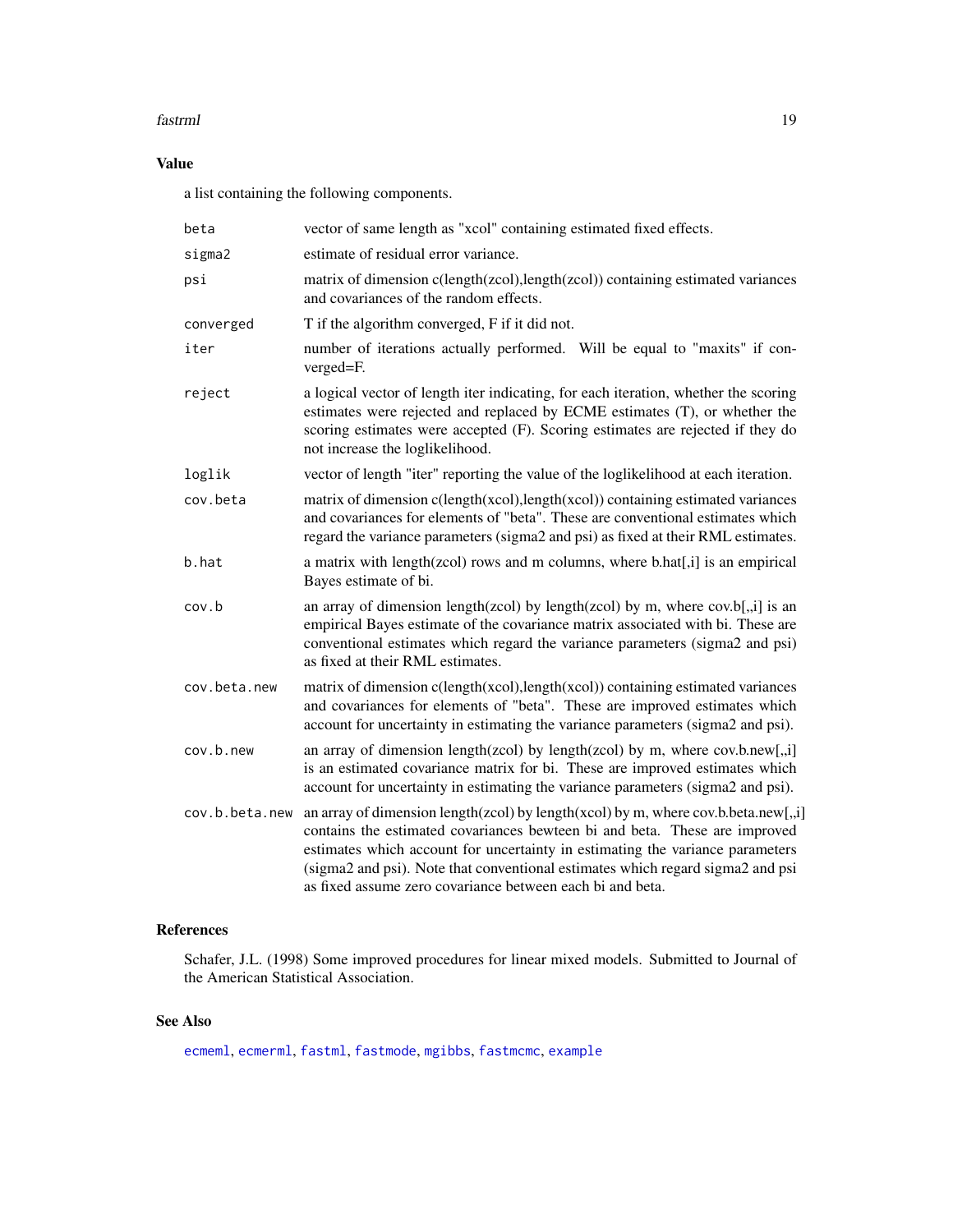## Value

a list containing the following components.

| | |
|---|---|
| beta | vector of same length as "xcol" containing estimated fixed effects. |
| sigma2 | estimate of residual error variance. |
| psi | matrix of dimension c(length(zcol),length(zcol)) containing estimated variances and covariances of the random effects. |
| converged | T if the algorithm converged, F if it did not. |
| iter | number of iterations actually performed. Will be equal to "maxits" if converged=F. |
| reject | a logical vector of length iter indicating, for each iteration, whether the scoring estimates were rejected and replaced by ECME estimates (T), or whether the scoring estimates were accepted (F). Scoring estimates are rejected if they do not increase the loglikelihood. |
| loglik | vector of length "iter" reporting the value of the loglikelihood at each iteration. |
| cov.beta | matrix of dimension c(length(xcol),length(xcol)) containing estimated variances and covariances for elements of "beta". These are conventional estimates which regard the variance parameters (sigma2 and psi) as fixed at their RML estimates. |
| b.hat | a matrix with length(zcol) rows and m columns, where b.hat[,i] is an empirical Bayes estimate of bi. |
| cov.b | an array of dimension length(zcol) by length(zcol) by m, where cov.b[,,i] is an empirical Bayes estimate of the covariance matrix associated with bi. These are conventional estimates which regard the variance parameters (sigma2 and psi) as fixed at their RML estimates. |
| cov.beta.new | matrix of dimension c(length(xcol),length(xcol)) containing estimated variances and covariances for elements of "beta". These are improved estimates which account for uncertainty in estimating the variance parameters (sigma2 and psi). |
| cov.b.new | an array of dimension length(zcol) by length(zcol) by m, where cov.b.new[,,i] is an estimated covariance matrix for bi. These are improved estimates which account for uncertainty in estimating the variance parameters (sigma2 and psi). |
| cov.b.beta.new | an array of dimension length(zcol) by length(xcol) by m, where cov.b.beta.new[,,i] contains the estimated covariances bewteen bi and beta. These are improved estimates which account for uncertainty in estimating the variance parameters (sigma2 and psi). Note that conventional estimates which regard sigma2 and psi as fixed assume zero covariance between each bi and beta. |

## References

Schafer, J.L. (1998) Some improved procedures for linear mixed models. Submitted to Journal of the American Statistical Association.

## See Also

ecmeml, ecmerml, fastml, fastmode, mgibbs, fastmcmc, example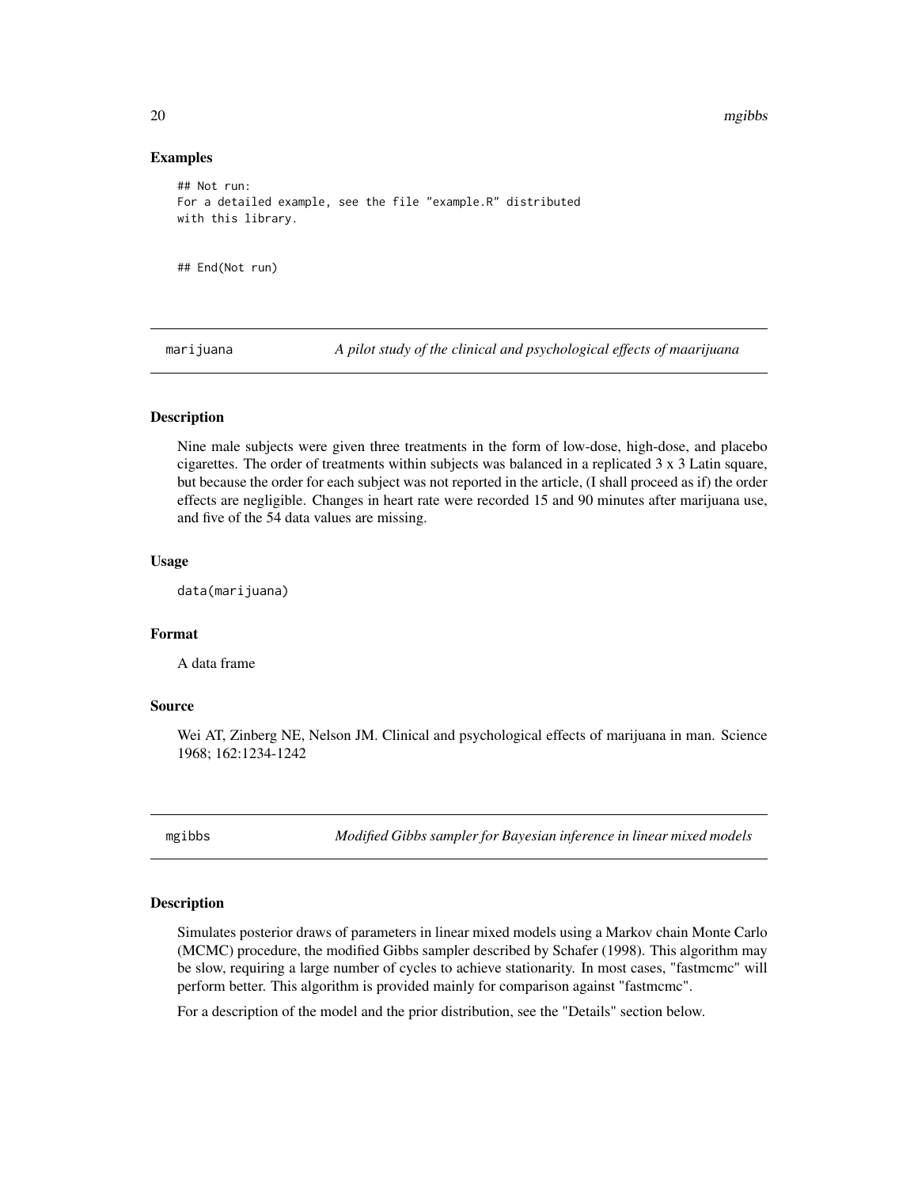### Examples

```
## Not run:
For a detailed example, see the file "example.R" distributed
with this library.


## End(Not run)
```

---

## marijuana *A pilot study of the clinical and psychological effects of maarijuana*

### Description

Nine male subjects were given three treatments in the form of low-dose, high-dose, and placebo cigarettes. The order of treatments within subjects was balanced in a replicated 3 x 3 Latin square, but because the order for each subject was not reported in the article, (I shall proceed as if) the order effects are negligible. Changes in heart rate were recorded 15 and 90 minutes after marijuana use, and five of the 54 data values are missing.

### Usage

```
data(marijuana)
```

### Format

A data frame

### Source

Wei AT, Zinberg NE, Nelson JM. Clinical and psychological effects of marijuana in man. Science 1968; 162:1234-1242

---

## mgibbs *Modified Gibbs sampler for Bayesian inference in linear mixed models*

### Description

Simulates posterior draws of parameters in linear mixed models using a Markov chain Monte Carlo (MCMC) procedure, the modified Gibbs sampler described by Schafer (1998). This algorithm may be slow, requiring a large number of cycles to achieve stationarity. In most cases, "fastmcmc" will perform better. This algorithm is provided mainly for comparison against "fastmcmc".

For a description of the model and the prior distribution, see the "Details" section below.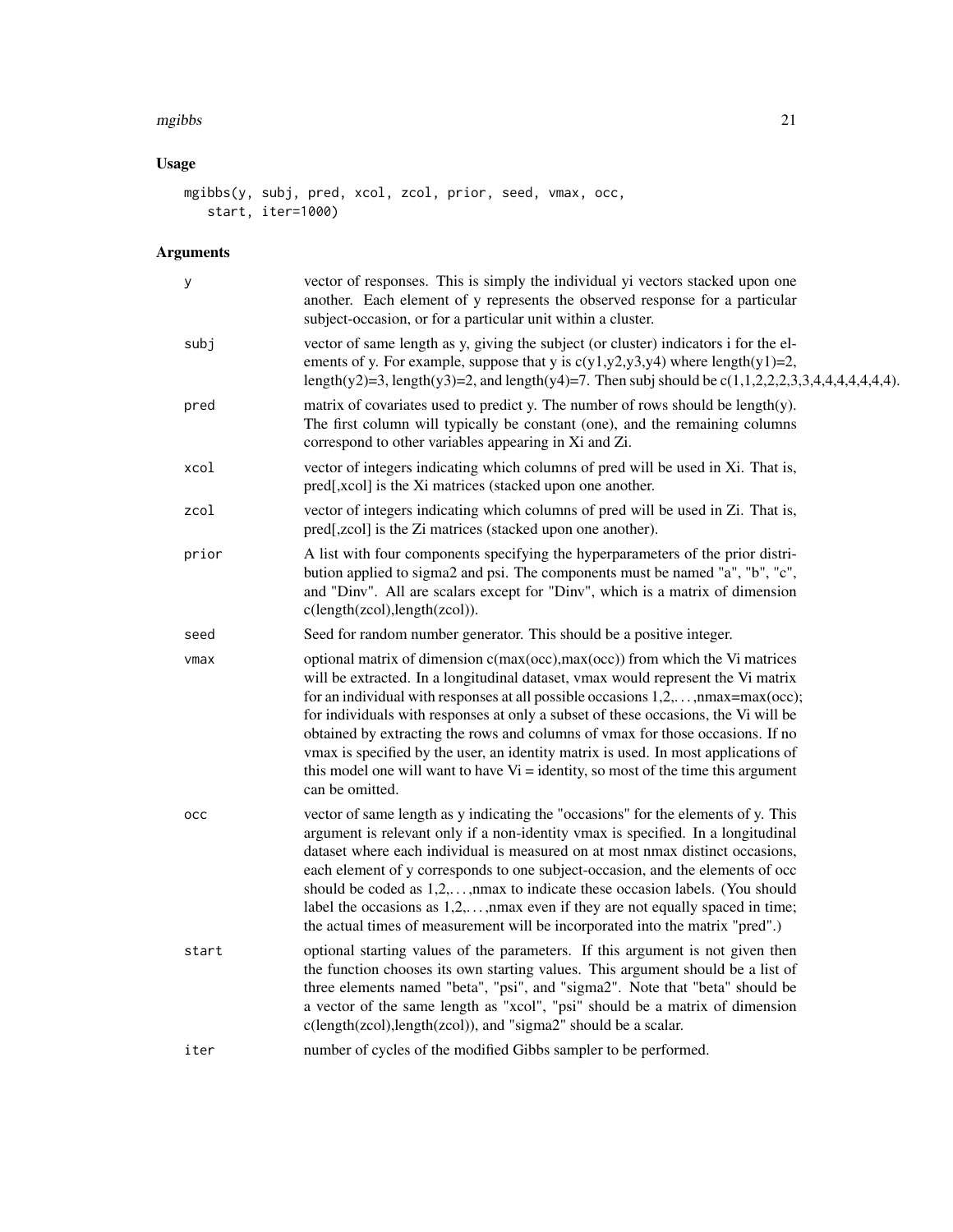## Usage

```
mgibbs(y, subj, pred, xcol, zcol, prior, seed, vmax, occ,
   start, iter=1000)
```

## Arguments

| | |
|---|---|
| y | vector of responses. This is simply the individual yi vectors stacked upon one another. Each element of y represents the observed response for a particular subject-occasion, or for a particular unit within a cluster. |
| subj | vector of same length as y, giving the subject (or cluster) indicators i for the elements of y. For example, suppose that y is c(y1,y2,y3,y4) where length(y1)=2, length(y2)=3, length(y3)=2, and length(y4)=7. Then subj should be c(1,1,2,2,2,3,3,4,4,4,4,4,4,4). |
| pred | matrix of covariates used to predict y. The number of rows should be length(y). The first column will typically be constant (one), and the remaining columns correspond to other variables appearing in Xi and Zi. |
| xcol | vector of integers indicating which columns of pred will be used in Xi. That is, pred[,xcol] is the Xi matrices (stacked upon one another. |
| zcol | vector of integers indicating which columns of pred will be used in Zi. That is, pred[,zcol] is the Zi matrices (stacked upon one another). |
| prior | A list with four components specifying the hyperparameters of the prior distribution applied to sigma2 and psi. The components must be named "a", "b", "c", and "Dinv". All are scalars except for "Dinv", which is a matrix of dimension c(length(zcol),length(zcol)). |
| seed | Seed for random number generator. This should be a positive integer. |
| vmax | optional matrix of dimension c(max(occ),max(occ)) from which the Vi matrices will be extracted. In a longitudinal dataset, vmax would represent the Vi matrix for an individual with responses at all possible occasions 1,2,...,nmax=max(occ); for individuals with responses at only a subset of these occasions, the Vi will be obtained by extracting the rows and columns of vmax for those occasions. If no vmax is specified by the user, an identity matrix is used. In most applications of this model one will want to have Vi = identity, so most of the time this argument can be omitted. |
| occ | vector of same length as y indicating the "occasions" for the elements of y. This argument is relevant only if a non-identity vmax is specified. In a longitudinal dataset where each individual is measured on at most nmax distinct occasions, each element of y corresponds to one subject-occasion, and the elements of occ should be coded as 1,2,...,nmax to indicate these occasion labels. (You should label the occasions as 1,2,...,nmax even if they are not equally spaced in time; the actual times of measurement will be incorporated into the matrix "pred".) |
| start | optional starting values of the parameters. If this argument is not given then the function chooses its own starting values. This argument should be a list of three elements named "beta", "psi", and "sigma2". Note that "beta" should be a vector of the same length as "xcol", "psi" should be a matrix of dimension c(length(zcol),length(zcol)), and "sigma2" should be a scalar. |
| iter | number of cycles of the modified Gibbs sampler to be performed. |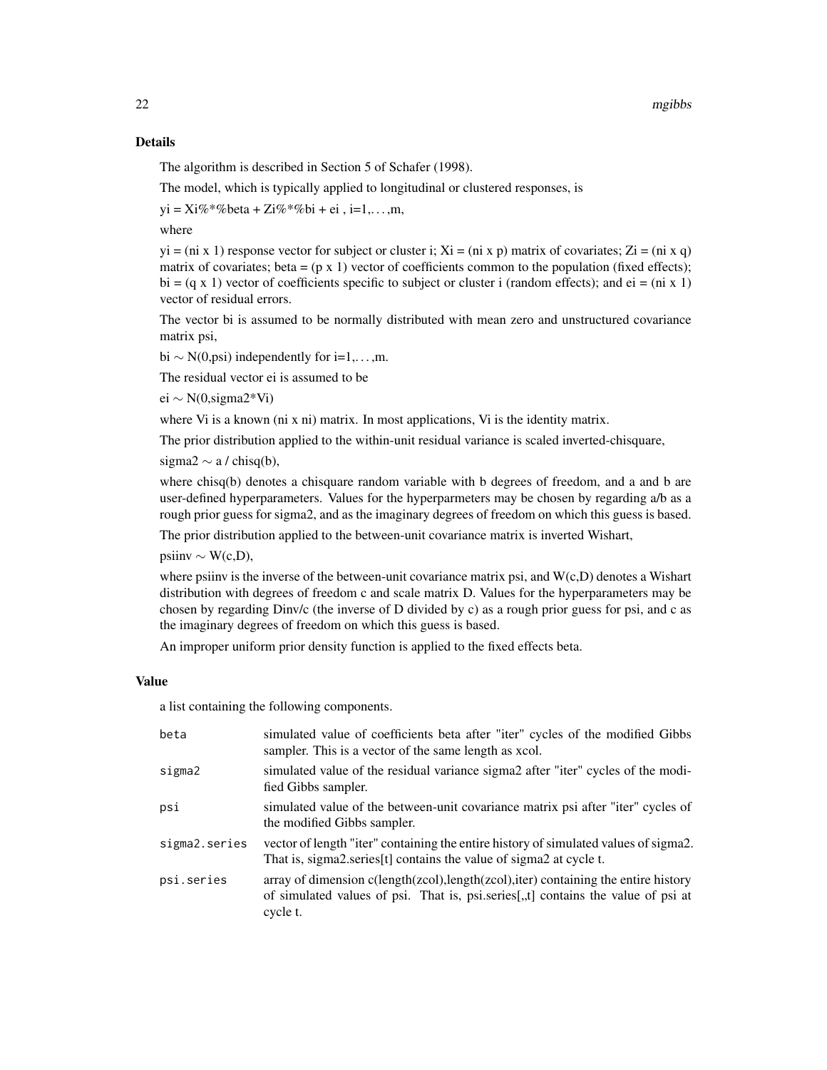### Details

The algorithm is described in Section 5 of Schafer (1998).

The model, which is typically applied to longitudinal or clustered responses, is

yi = Xi%*%beta + Zi%*%bi + ei , i=1,...,m,

where

yi = (ni x 1) response vector for subject or cluster i; Xi = (ni x p) matrix of covariates; Zi = (ni x q) matrix of covariates; beta = (p x 1) vector of coefficients common to the population (fixed effects); bi = (q x 1) vector of coefficients specific to subject or cluster i (random effects); and ei = (ni x 1) vector of residual errors.

The vector bi is assumed to be normally distributed with mean zero and unstructured covariance matrix psi,

bi ~ N(0,psi) independently for i=1,...,m.

The residual vector ei is assumed to be

ei ~ N(0,sigma2*Vi)

where Vi is a known (ni x ni) matrix. In most applications, Vi is the identity matrix.

The prior distribution applied to the within-unit residual variance is scaled inverted-chisquare,

sigma2 ~ a / chisq(b),

where chisq(b) denotes a chisquare random variable with b degrees of freedom, and a and b are user-defined hyperparameters. Values for the hyperparmeters may be chosen by regarding a/b as a rough prior guess for sigma2, and as the imaginary degrees of freedom on which this guess is based.

The prior distribution applied to the between-unit covariance matrix is inverted Wishart,

psiinv ~ W(c,D),

where psiinv is the inverse of the between-unit covariance matrix psi, and W(c,D) denotes a Wishart distribution with degrees of freedom c and scale matrix D. Values for the hyperparameters may be chosen by regarding Dinv/c (the inverse of D divided by c) as a rough prior guess for psi, and c as the imaginary degrees of freedom on which this guess is based.

An improper uniform prior density function is applied to the fixed effects beta.

### Value

a list containing the following components.

| | |
|---|---|
| `beta` | simulated value of coefficients beta after "iter" cycles of the modified Gibbs sampler. This is a vector of the same length as xcol. |
| `sigma2` | simulated value of the residual variance sigma2 after "iter" cycles of the modified Gibbs sampler. |
| `psi` | simulated value of the between-unit covariance matrix psi after "iter" cycles of the modified Gibbs sampler. |
| `sigma2.series` | vector of length "iter" containing the entire history of simulated values of sigma2. That is, sigma2.series[t] contains the value of sigma2 at cycle t. |
| `psi.series` | array of dimension c(length(zcol),length(zcol),iter) containing the entire history of simulated values of psi. That is, psi.series[,,t] contains the value of psi at cycle t. |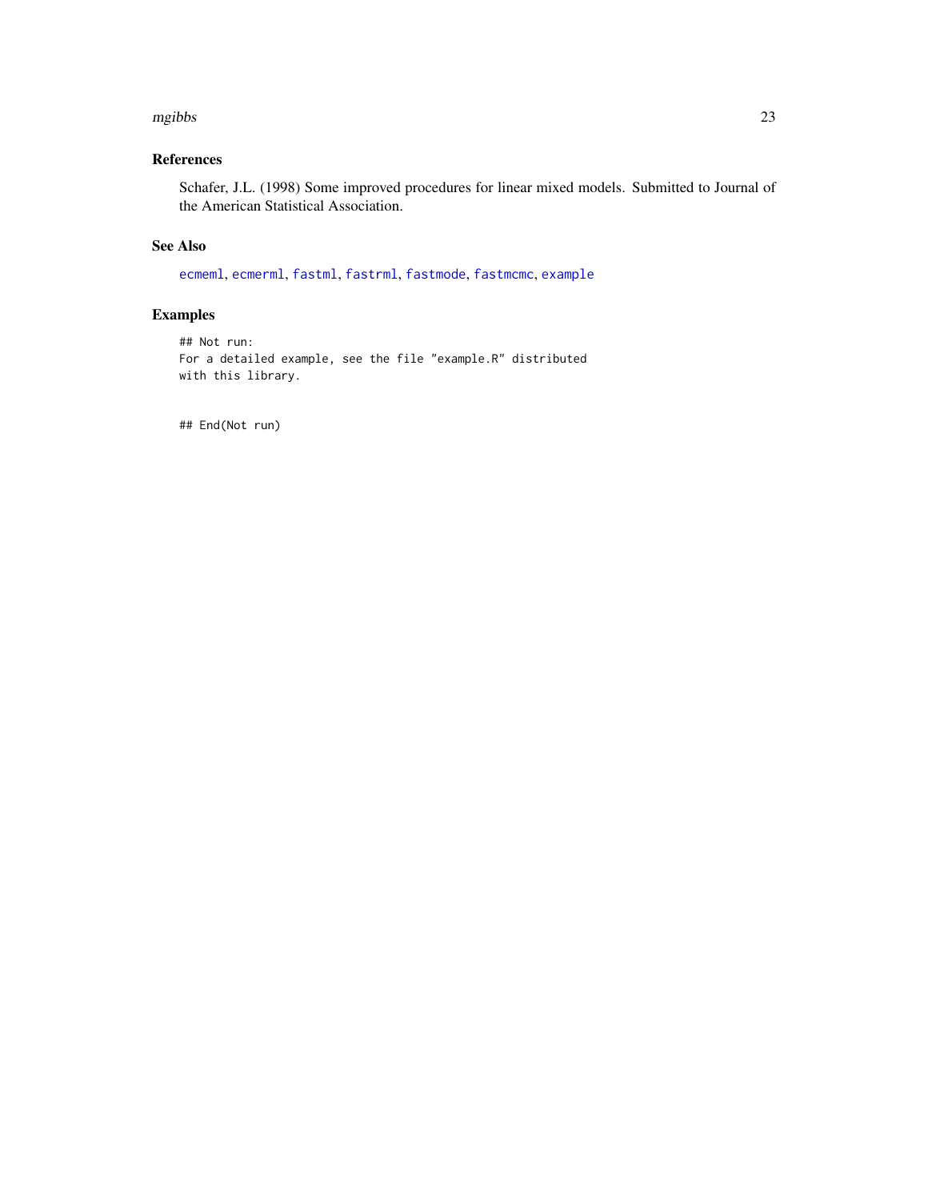### References

Schafer, J.L. (1998) Some improved procedures for linear mixed models. Submitted to Journal of the American Statistical Association.

### See Also

ecmeml, ecmerml, fastml, fastrml, fastmode, fastmcmc, example

### Examples

```
## Not run:
For a detailed example, see the file "example.R" distributed
with this library.


## End(Not run)
```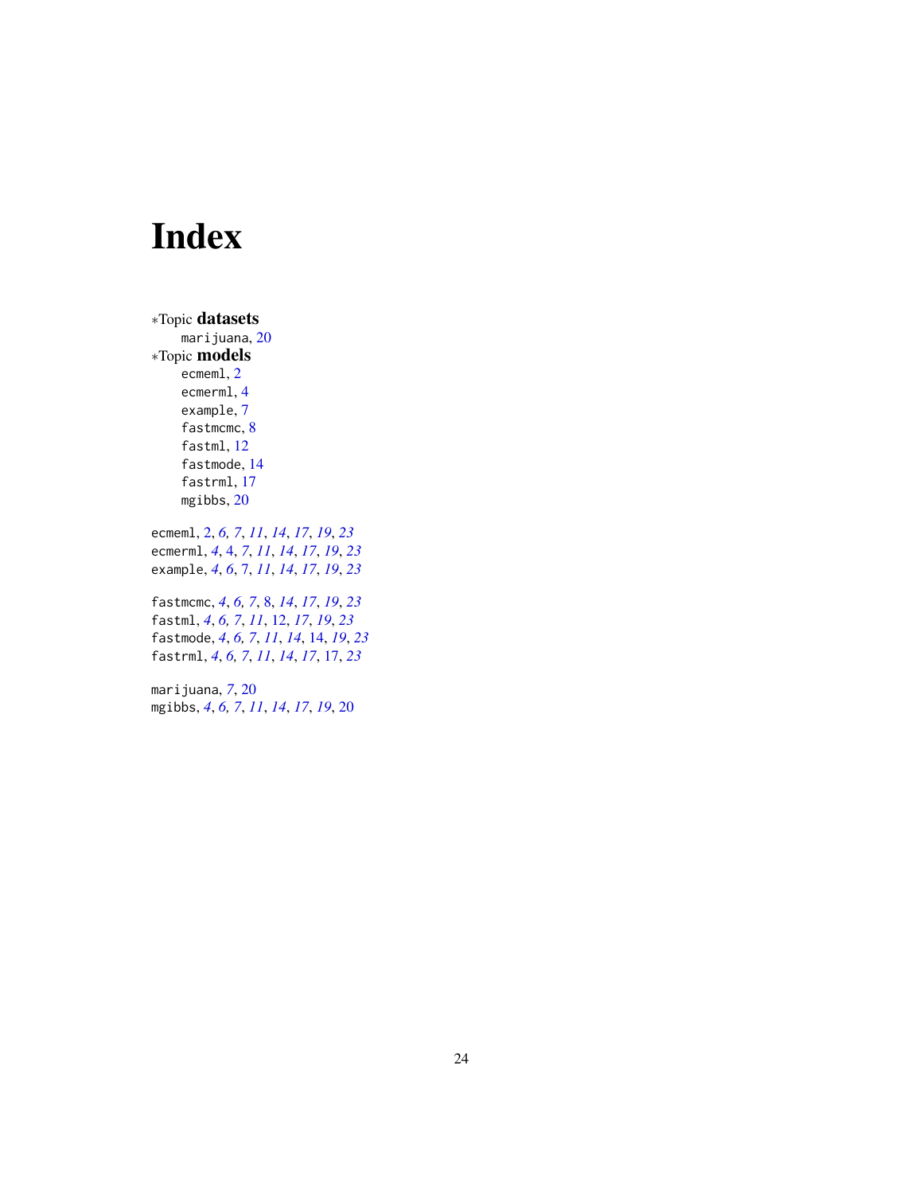# Index

∗Topic **datasets**

marijuana, 20

∗Topic **models**

ecmeml, 2
ecmerml, 4
example, 7
fastmcmc, 8
fastml, 12
fastmode, 14
fastrml, 17
mgibbs, 20

ecmeml, 2, *6, 7*, *11*, *14*, *17*, *19*, *23*
ecmerml, *4*, 4, *7*, *11*, *14*, *17*, *19*, *23*
example, *4*, *6*, 7, *11*, *14*, *17*, *19*, *23*

fastmcmc, *4*, *6, 7*, 8, *14*, *17*, *19*, *23*
fastml, *4*, *6, 7*, *11*, 12, *17*, *19*, *23*
fastmode, *4*, *6, 7*, *11*, *14*, 14, *19*, *23*
fastrml, *4*, *6, 7*, *11*, *14*, *17*, 17, *23*

marijuana, *7*, 20
mgibbs, *4*, *6, 7*, *11*, *14*, *17*, *19*, 20